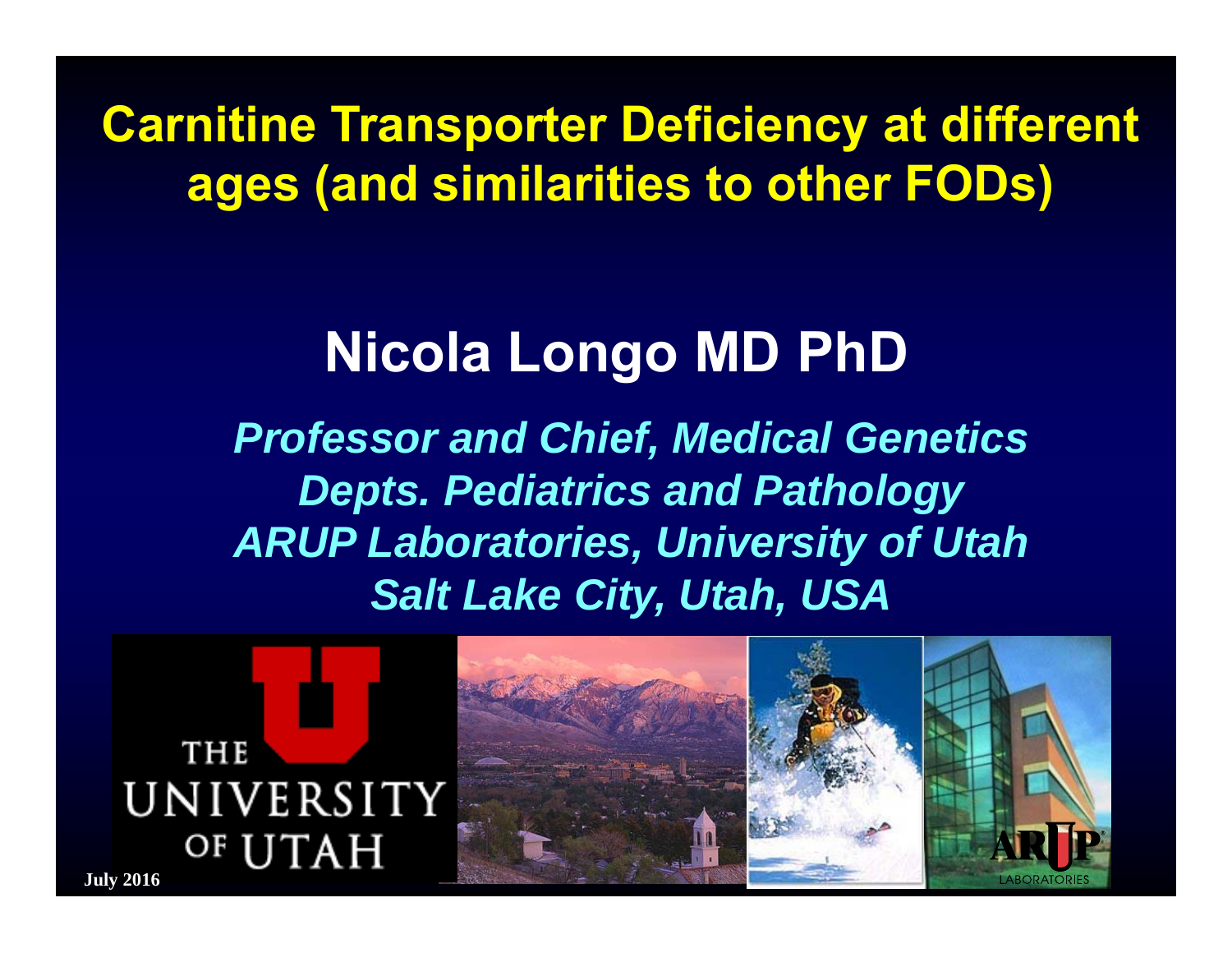# Carnitine Transporter Deficiency at different ages (and similarities to other FODs)

## Nicola Longo MD PhD

*Professor and Chief, Medical Genetics*
*Depts. Pediatrics and Pathology*
*ARUP Laboratories, University of Utah*
*Salt Lake City, Utah, USA*

THE UNIVERSITY OF UTAH

ARUP LABORATORIES

**July 2016**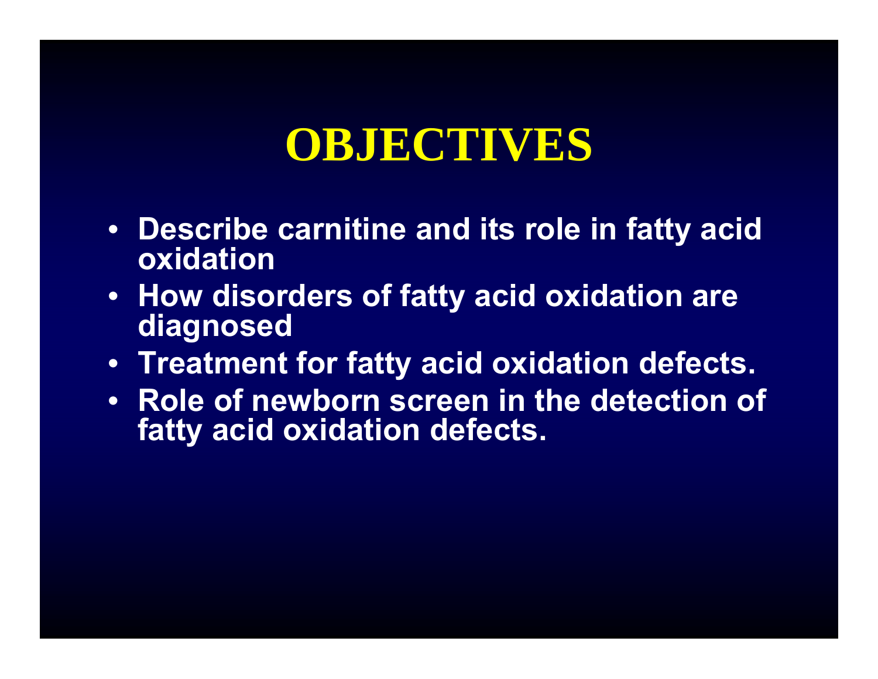# OBJECTIVES

- **Describe carnitine and its role in fatty acid oxidation**
- **How disorders of fatty acid oxidation are diagnosed**
- **Treatment for fatty acid oxidation defects.**
- **Role of newborn screen in the detection of fatty acid oxidation defects.**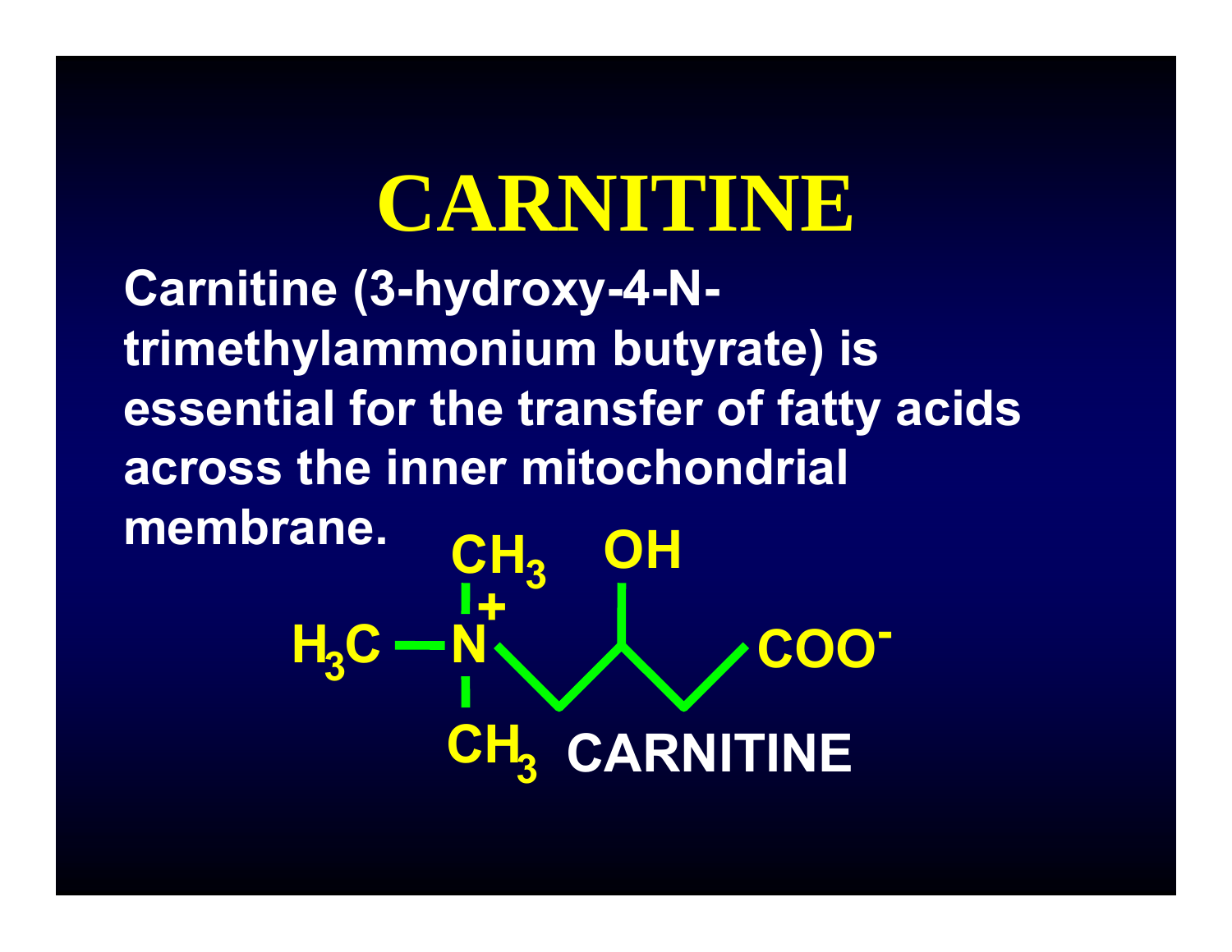# CARNITINE

**Carnitine (3-hydroxy-4-N-trimethylammonium butyrate) is essential for the transfer of fatty acids across the inner mitochondrial membrane.**

$$(CH_3)_3N^+-CH_2-CH(OH)-CH_2-COO^-$$

**CARNITINE**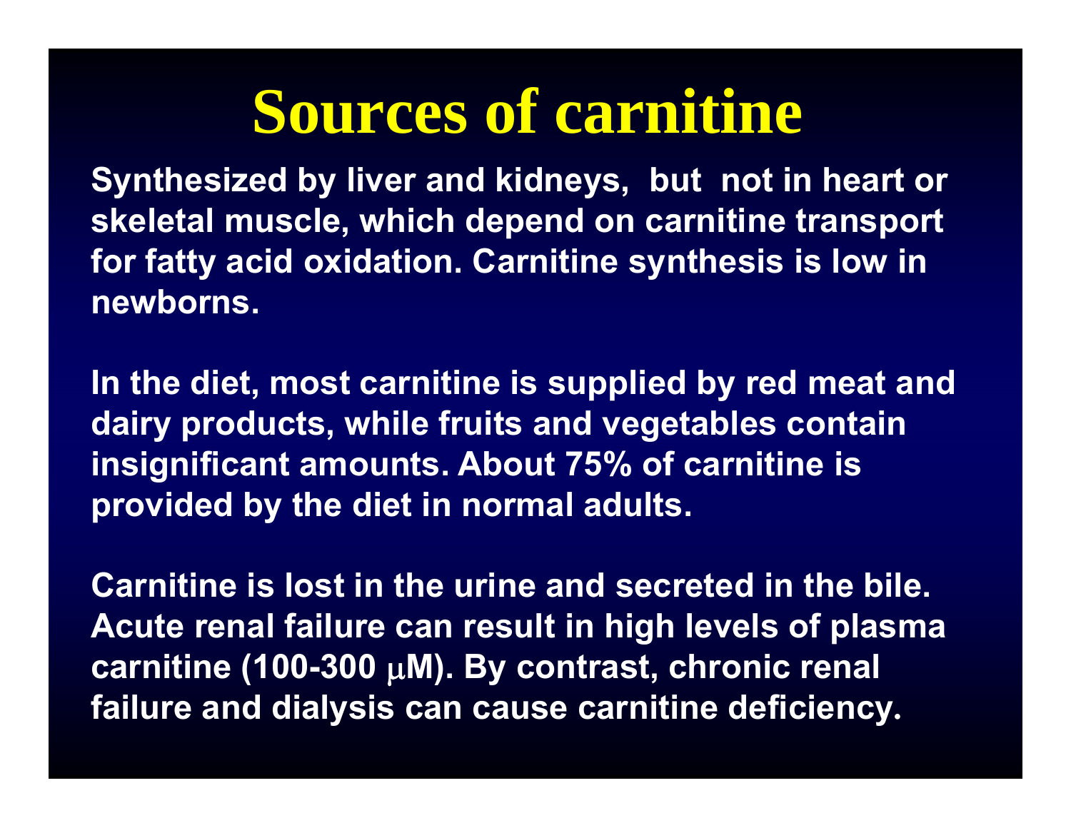# Sources of carnitine

Synthesized by liver and kidneys, but not in heart or skeletal muscle, which depend on carnitine transport for fatty acid oxidation. Carnitine synthesis is low in newborns.

In the diet, most carnitine is supplied by red meat and dairy products, while fruits and vegetables contain insignificant amounts. About 75% of carnitine is provided by the diet in normal adults.

Carnitine is lost in the urine and secreted in the bile. Acute renal failure can result in high levels of plasma carnitine (100-300 $\mu$M). By contrast, chronic renal failure and dialysis can cause carnitine deficiency.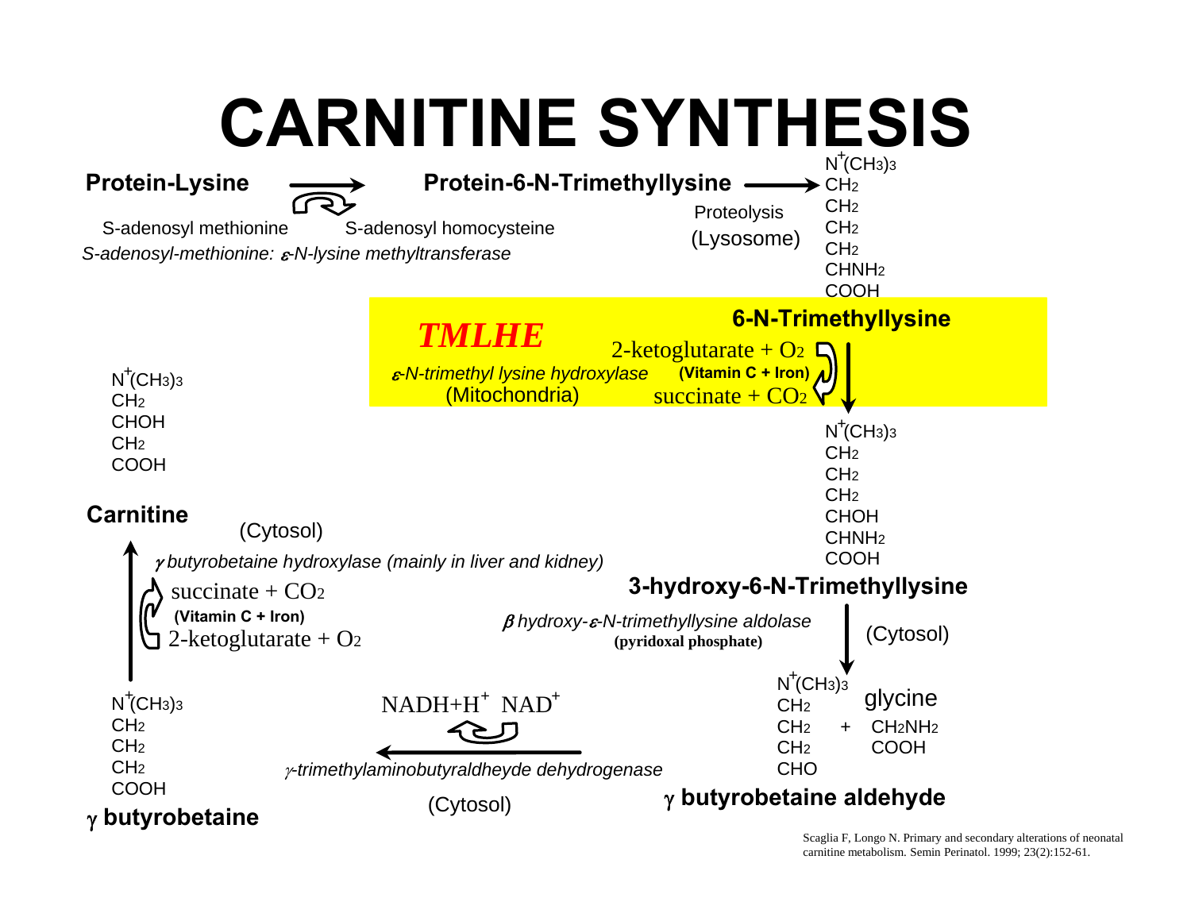# CARNITINE SYNTHESIS

**Protein-Lysine** → **Protein-6-N-Trimethyllysine**

S-adenosyl methionine → S-adenosyl homocysteine

*S-adenosyl-methionine: ε-N-lysine methyltransferase*

Proteolysis (Lysosome)

$N^+(CH_3)_3$
$CH_2$
$CH_2$
$CH_2$
$CH_2$
$CHNH_2$
$COOH$

**6-N-Trimethyllysine**

***TMLHE***

*ε-N-trimethyl lysine hydroxylase*

(Mitochondria)

2-ketoglutarate + $O_2$ → succinate + $CO_2$

**(Vitamin C + Iron)**

$N^+(CH_3)_3$
$CH_2$
$CH_2$
$CH_2$
$CHOH$
$CHNH_2$
$COOH$

**3-hydroxy-6-N-Trimethyllysine**

*β hydroxy-ε-N-trimethyllysine aldolase*

**(pyridoxal phosphate)**

(Cytosol)

$N^+(CH_3)_3$
$CH_2$
$CH_2$
$CH_2$
$CHO$

**γ butyrobetaine aldehyde**

\+ glycine

$CH_2NH_2$
$COOH$

*γ-trimethylaminobutyraldheyde dehydrogenase*

$NADH + H^+$ ← $NAD^+$

(Cytosol)

$N^+(CH_3)_3$
$CH_2$
$CH_2$
$CH_2$
$COOH$

**γ butyrobetaine**

*γ butyrobetaine hydroxylase (mainly in liver and kidney)*

2-ketoglutarate + $O_2$ → succinate + $CO_2$

**(Vitamin C + Iron)**

(Cytosol)

$N^+(CH_3)_3$
$CH_2$
$CHOH$
$CH_2$
$COOH$

**Carnitine**

Scaglia F, Longo N. Primary and secondary alterations of neonatal carnitine metabolism. Semin Perinatol. 1999; 23(2):152-61.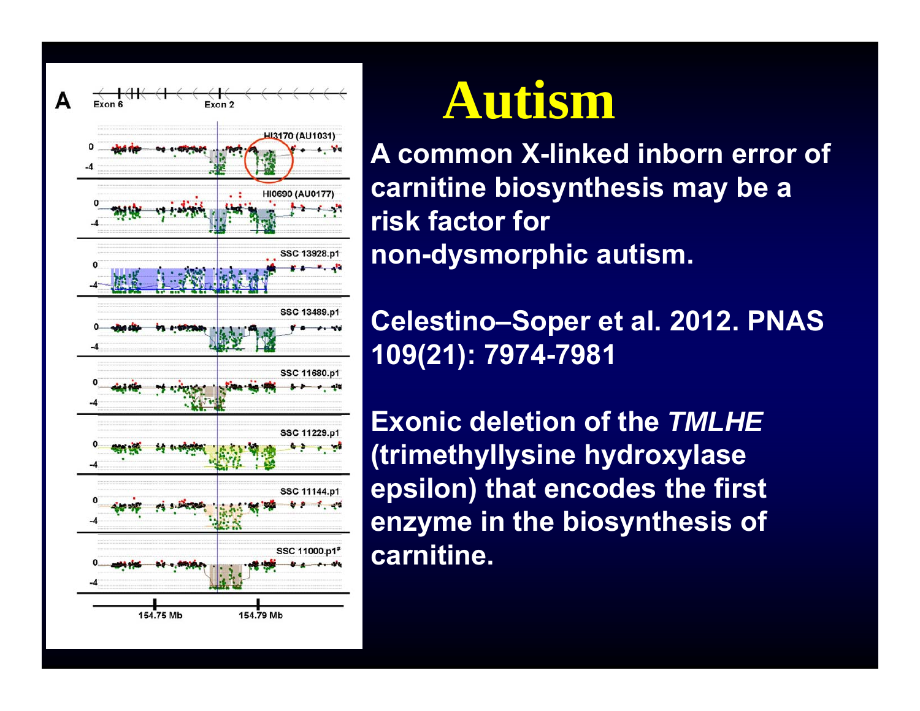# Autism

**A common X-linked inborn error of carnitine biosynthesis may be a risk factor for non-dysmorphic autism.**

**Celestino–Soper et al. 2012. PNAS 109(21): 7974-7981**

**Exonic deletion of the *TMLHE* (trimethyllysine hydroxylase epsilon) that encodes the first enzyme in the biosynthesis of carnitine.**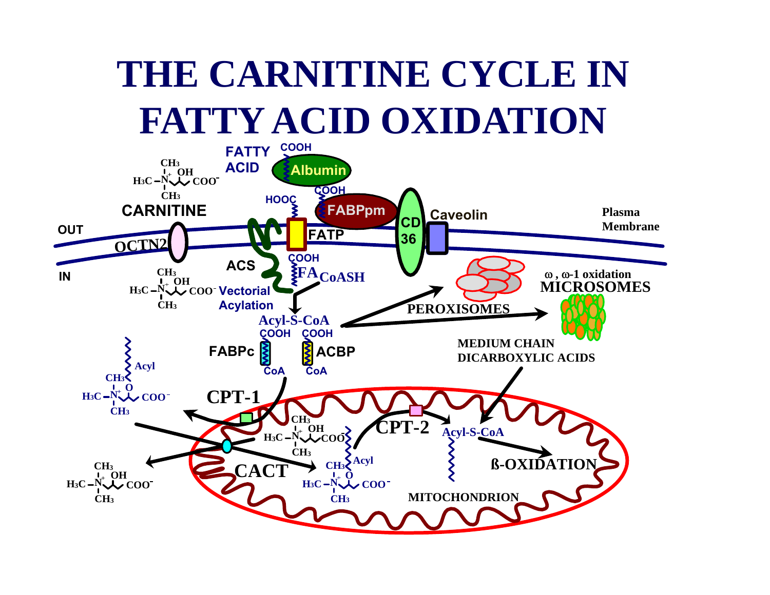# THE CARNITINE CYCLE IN FATTY ACID OXIDATION

CARNITINE

FATTY ACID

Albumin

FABPpm

CD 36

Caveolin

Plasma Membrane

OUT

IN

OCTN2

FATP

ACS

Vectorial Acylation

$FA_{CoASH}$

Acyl-S-CoA

FABPc

ACBP

PEROXISOMES

ω, ω-1 oxidation MICROSOMES

MEDIUM CHAIN DICARBOXYLIC ACIDS

CPT-1

CPT-2

CACT

Acyl-S-CoA

ß-OXIDATION

MITOCHONDRION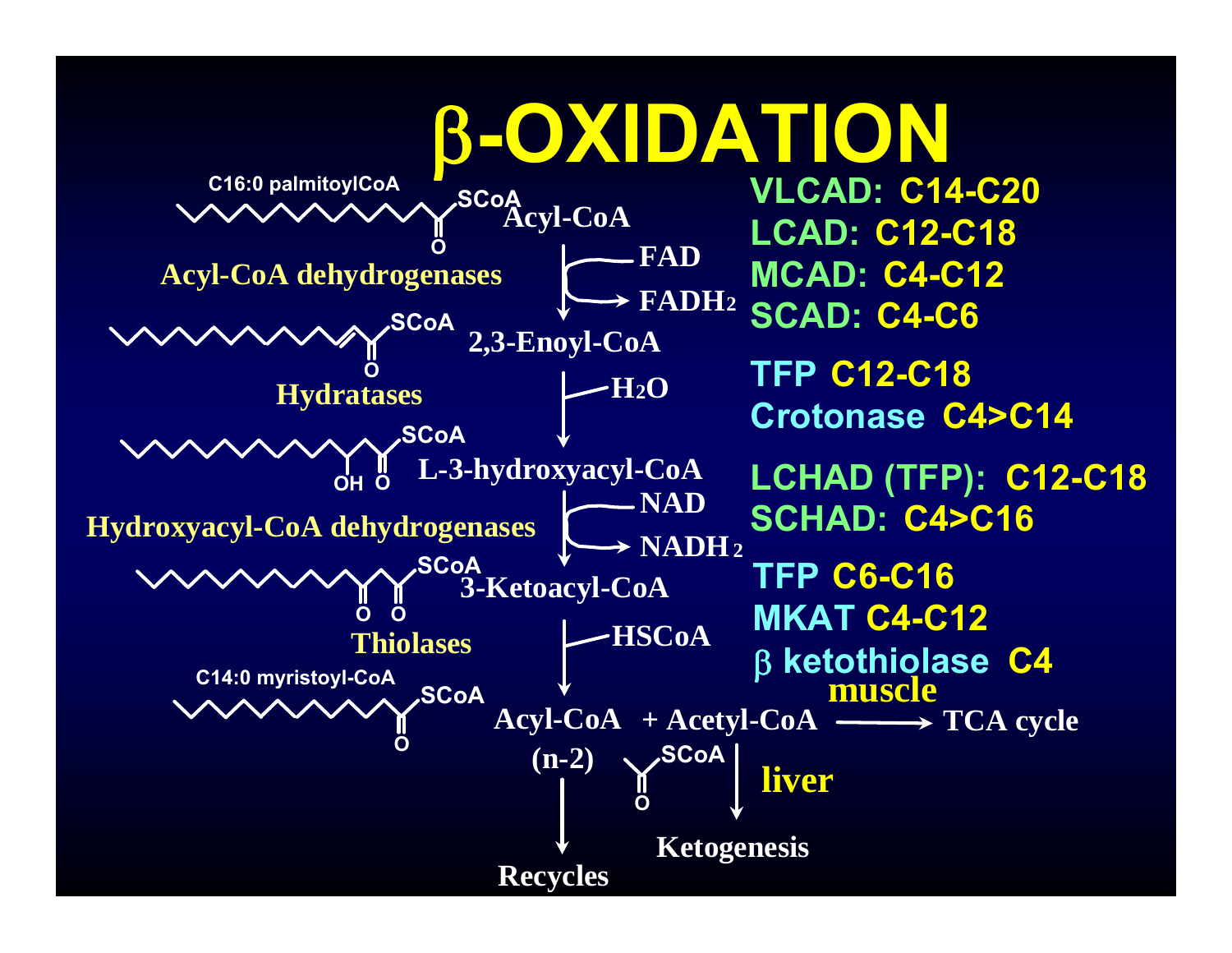# β-OXIDATION

**C16:0 palmitoylCoA** → **Acyl-CoA**

**Acyl-CoA dehydrogenases** (FAD → $FADH_2$)

**2,3-Enoyl-CoA**

**Hydratases** ($H_2O$)

**L-3-hydroxyacyl-CoA**

**Hydroxyacyl-CoA dehydrogenases** (NAD → $NADH_2$)

**3-Ketoacyl-CoA**

**Thiolases** (HSCoA)

**C14:0 myristoyl-CoA**

**Acyl-CoA (n-2)** + **Acetyl-CoA**

- Acyl-CoA (n-2) → Recycles
- Acetyl-CoA → TCA cycle (muscle)
- Acetyl-CoA → Ketogenesis (liver)

**VLCAD: C14-C20**
**LCAD: C12-C18**
**MCAD: C4-C12**
**SCAD: C4-C6**

**TFP C12-C18**
**Crotonase C4>C14**

**LCHAD (TFP): C12-C18**
**SCHAD: C4>C16**

**TFP C6-C16**
**MKAT C4-C12**
**β ketothiolase C4**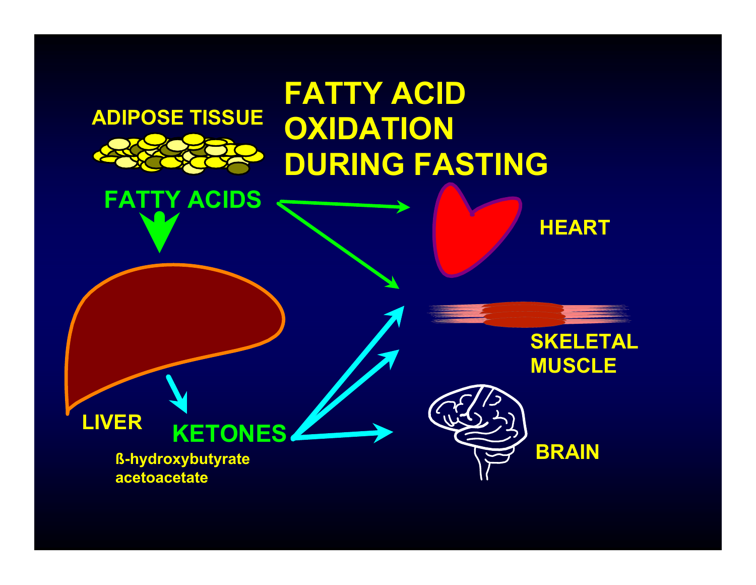# FATTY ACID OXIDATION DURING FASTING

ADIPOSE TISSUE

FATTY ACIDS

HEART

LIVER

SKELETAL MUSCLE

KETONES

ß-hydroxybutyrate
acetoacetate

BRAIN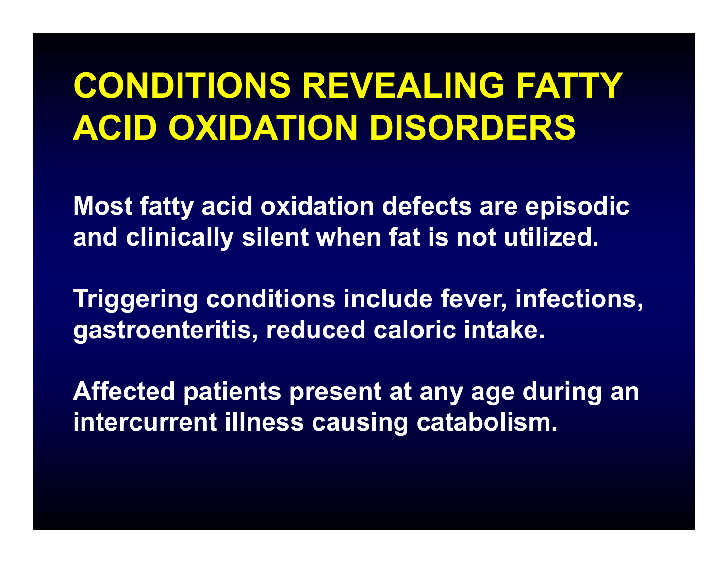# CONDITIONS REVEALING FATTY ACID OXIDATION DISORDERS

**Most fatty acid oxidation defects are episodic and clinically silent when fat is not utilized.**

**Triggering conditions include fever, infections, gastroenteritis, reduced caloric intake.**

**Affected patients present at any age during an intercurrent illness causing catabolism.**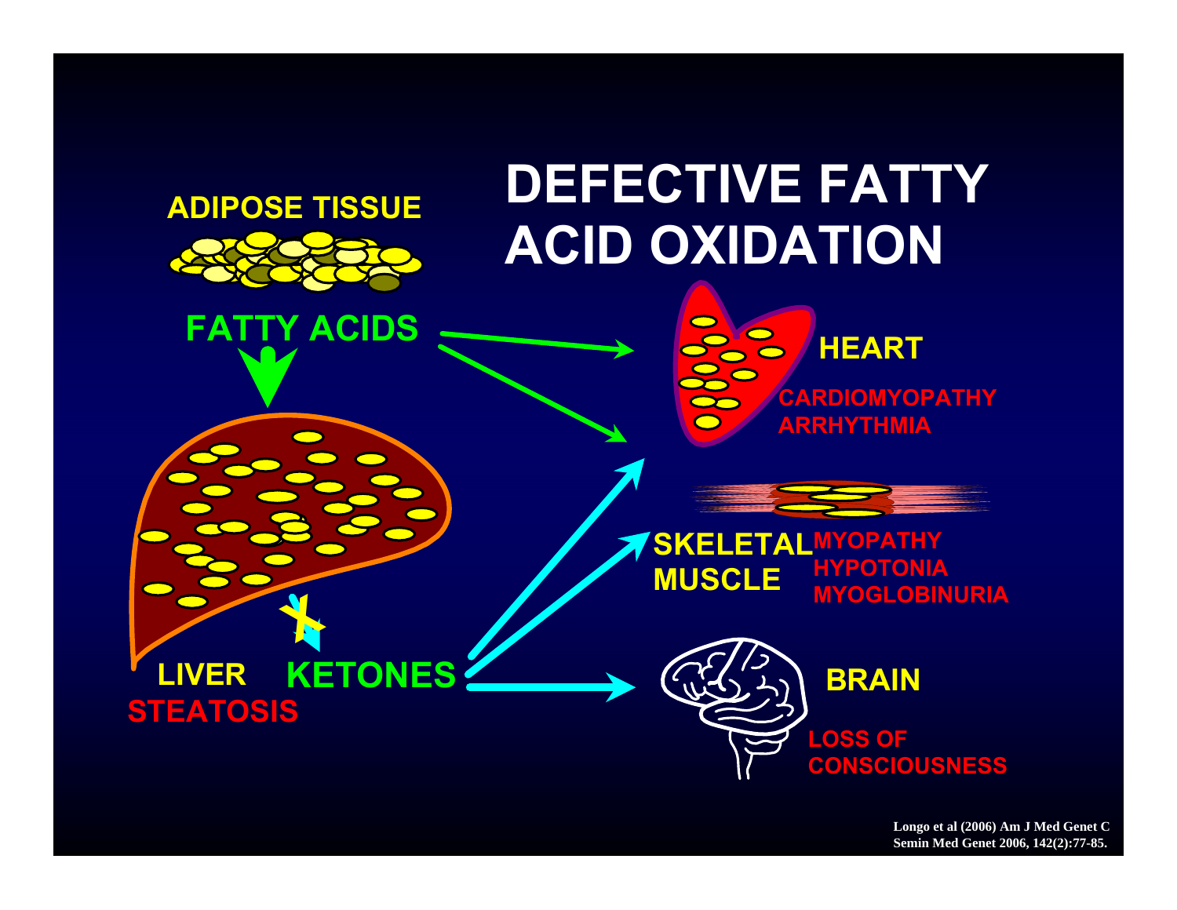# DEFECTIVE FATTY ACID OXIDATION

ADIPOSE TISSUE

FATTY ACIDS

LIVER

STEATOSIS

KETONES

HEART

CARDIOMYOPATHY
ARRHYTHMIA

SKELETAL MUSCLE

MYOPATHY
HYPOTONIA
MYOGLOBINURIA

BRAIN

LOSS OF CONSCIOUSNESS

Longo et al (2006) Am J Med Genet C Semin Med Genet 2006, 142(2):77-85.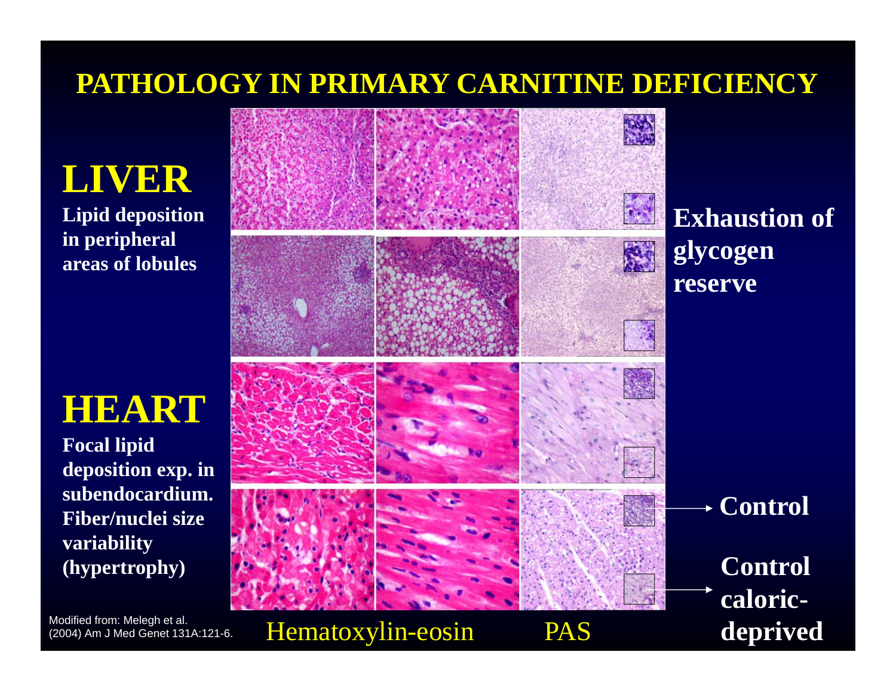# PATHOLOGY IN PRIMARY CARNITINE DEFICIENCY

## LIVER

**Lipid deposition in peripheral areas of lobules**

**Exhaustion of glycogen reserve**

## HEART

**Focal lipid deposition exp. in subendocardium. Fiber/nuclei size variability (hypertrophy)**

**Control**

**Control caloric-deprived**

Hematoxylin-eosin

PAS

Modified from: Melegh et al. (2004) Am J Med Genet 131A:121-6.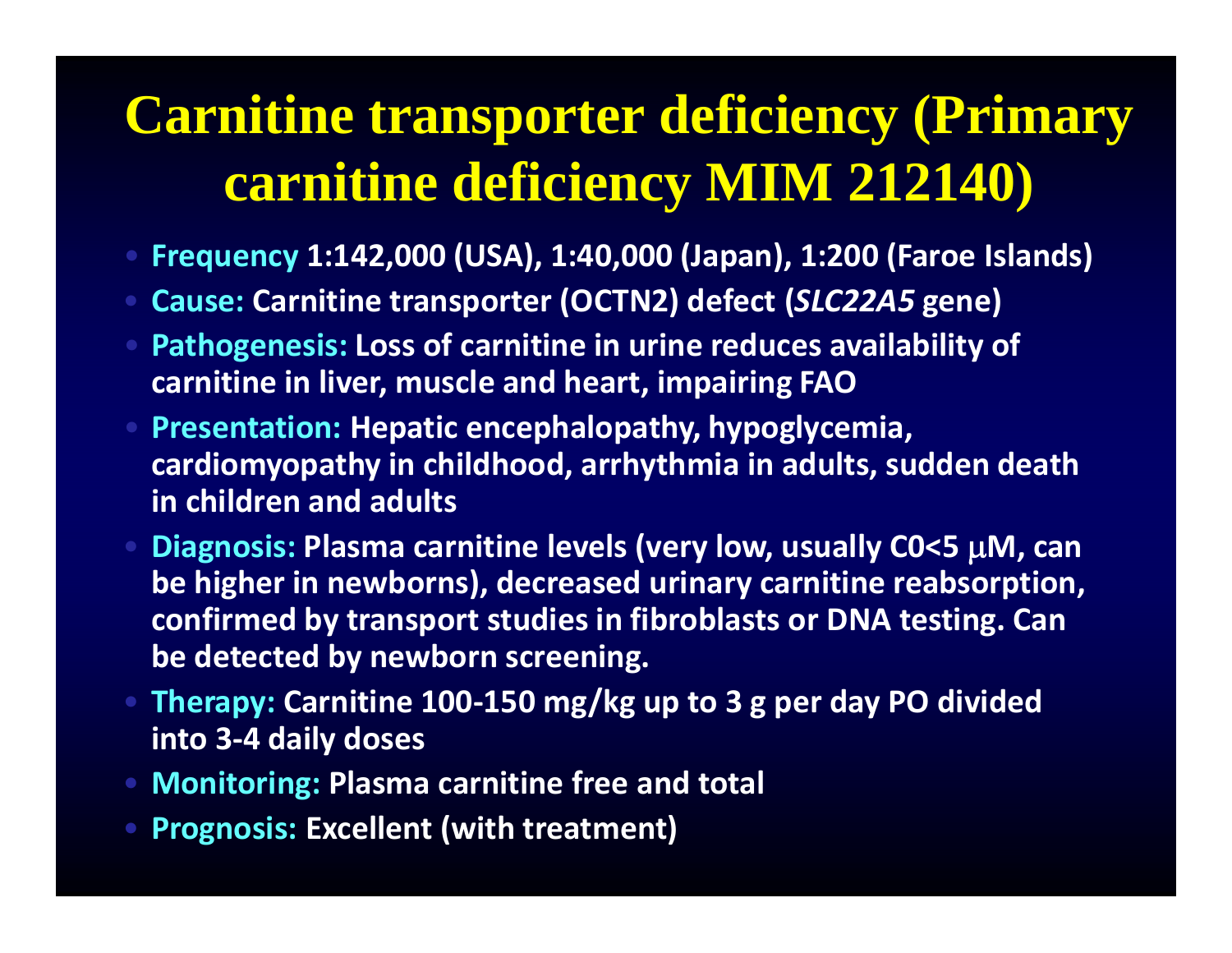# Carnitine transporter deficiency (Primary carnitine deficiency MIM 212140)

- **Frequency** 1:142,000 (USA), 1:40,000 (Japan), 1:200 (Faroe Islands)
- **Cause:** Carnitine transporter (OCTN2) defect (*SLC22A5* gene)
- **Pathogenesis:** Loss of carnitine in urine reduces availability of carnitine in liver, muscle and heart, impairing FAO
- **Presentation:** Hepatic encephalopathy, hypoglycemia, cardiomyopathy in childhood, arrhythmia in adults, sudden death in children and adults
- **Diagnosis:** Plasma carnitine levels (very low, usually C0<5 μM, can be higher in newborns), decreased urinary carnitine reabsorption, confirmed by transport studies in fibroblasts or DNA testing. Can be detected by newborn screening.
- **Therapy:** Carnitine 100-150 mg/kg up to 3 g per day PO divided into 3-4 daily doses
- **Monitoring:** Plasma carnitine free and total
- **Prognosis:** Excellent (with treatment)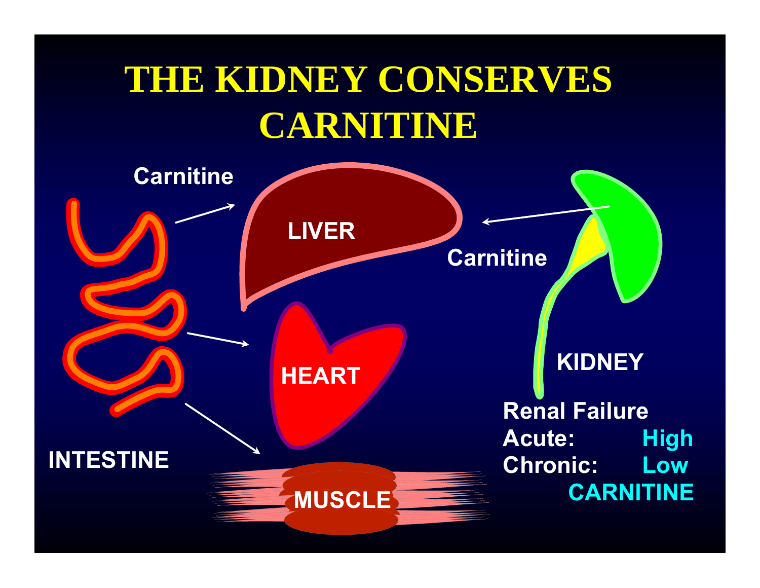# THE KIDNEY CONSERVES CARNITINE

Carnitine

LIVER

Carnitine

KIDNEY

INTESTINE

HEART

MUSCLE

Renal Failure
Acute: High
Chronic: Low
CARNITINE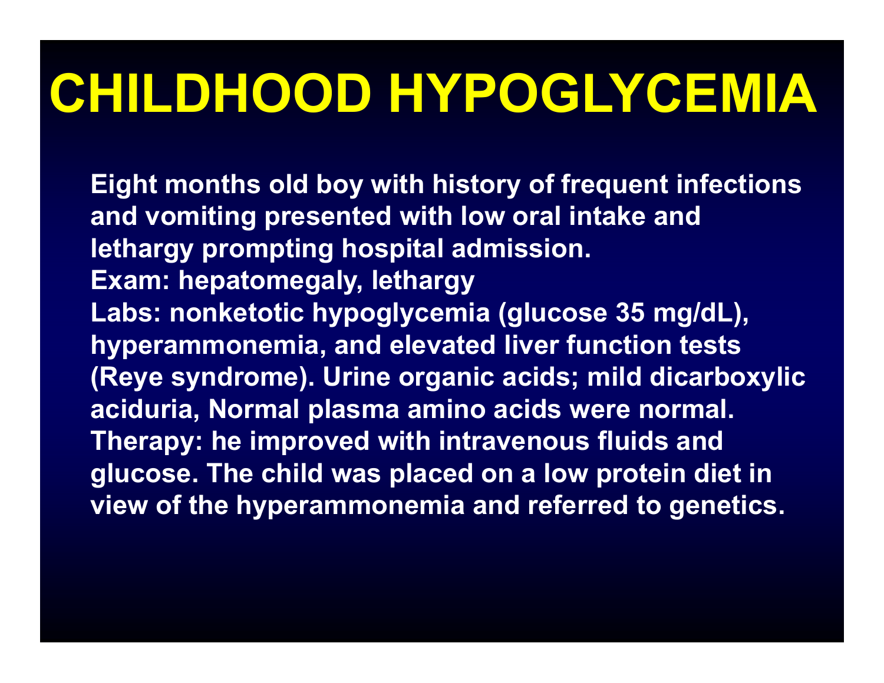# CHILDHOOD HYPOGLYCEMIA

Eight months old boy with history of frequent infections and vomiting presented with low oral intake and lethargy prompting hospital admission.
Exam: hepatomegaly, lethargy
Labs: nonketotic hypoglycemia (glucose 35 mg/dL), hyperammonemia, and elevated liver function tests (Reye syndrome). Urine organic acids; mild dicarboxylic aciduria, Normal plasma amino acids were normal.
Therapy: he improved with intravenous fluids and glucose. The child was placed on a low protein diet in view of the hyperammonemia and referred to genetics.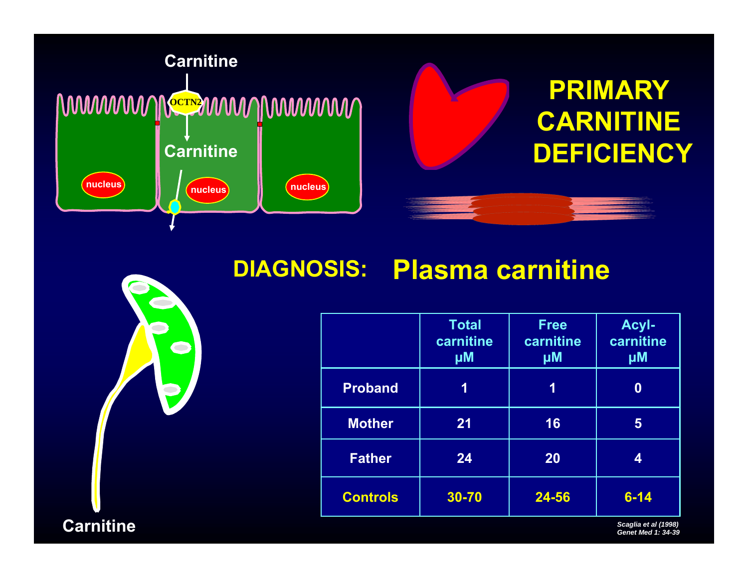# PRIMARY CARNITINE DEFICIENCY

Carnitine

OCTN2

Carnitine

## DIAGNOSIS: Plasma carnitine

|  | Total carnitine μM | Free carnitine μM | Acyl-carnitine μM |
|---|---|---|---|
| Proband | 1 | 1 | 0 |
| Mother | 21 | 16 | 5 |
| Father | 24 | 20 | 4 |
| Controls | 30-70 | 24-56 | 6-14 |

Carnitine

*Scaglia et al (1998) Genet Med 1: 34-39*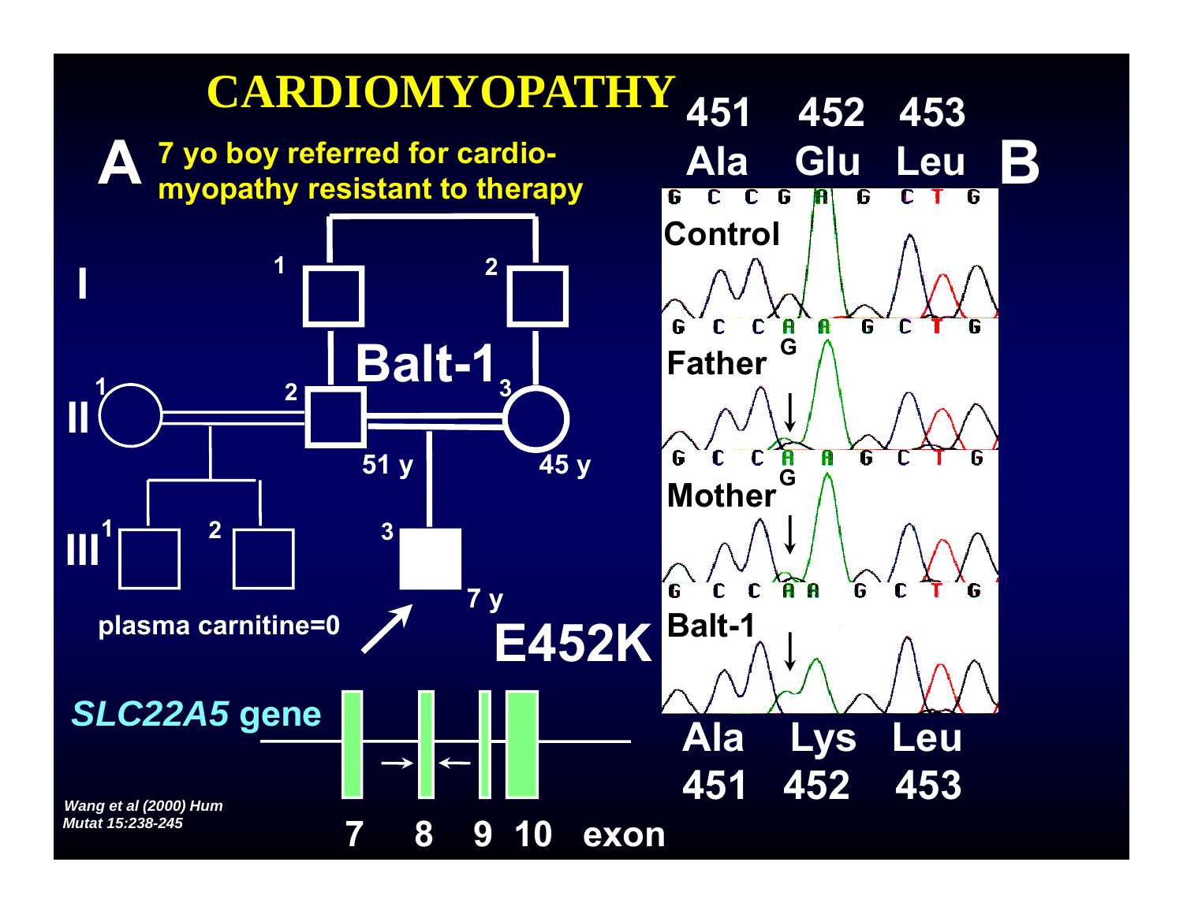# CARDIOMYOPATHY

**A** 7 yo boy referred for cardio-myopathy resistant to therapy

I — 1, 2

Balt-1

II — 1, 2 (51 y), 3 (45 y)

III — 1, 2, 3 (7 y)

plasma carnitine=0

E452K

*SLC22A5* gene

7 8 9 10 exon

*Wang et al (2000) Hum Mutat 15:238-245*

**B**

| 451 | 452 | 453 |
| --- | --- | --- |
| Ala | Glu | Leu |

Control: G C C G A G C T G

Father: G C C A/G A G C T G

Mother: G C C A/G A G C T G

Balt-1: G C C A A G C T G

| Ala | Lys | Leu |
| --- | --- | --- |
| 451 | 452 | 453 |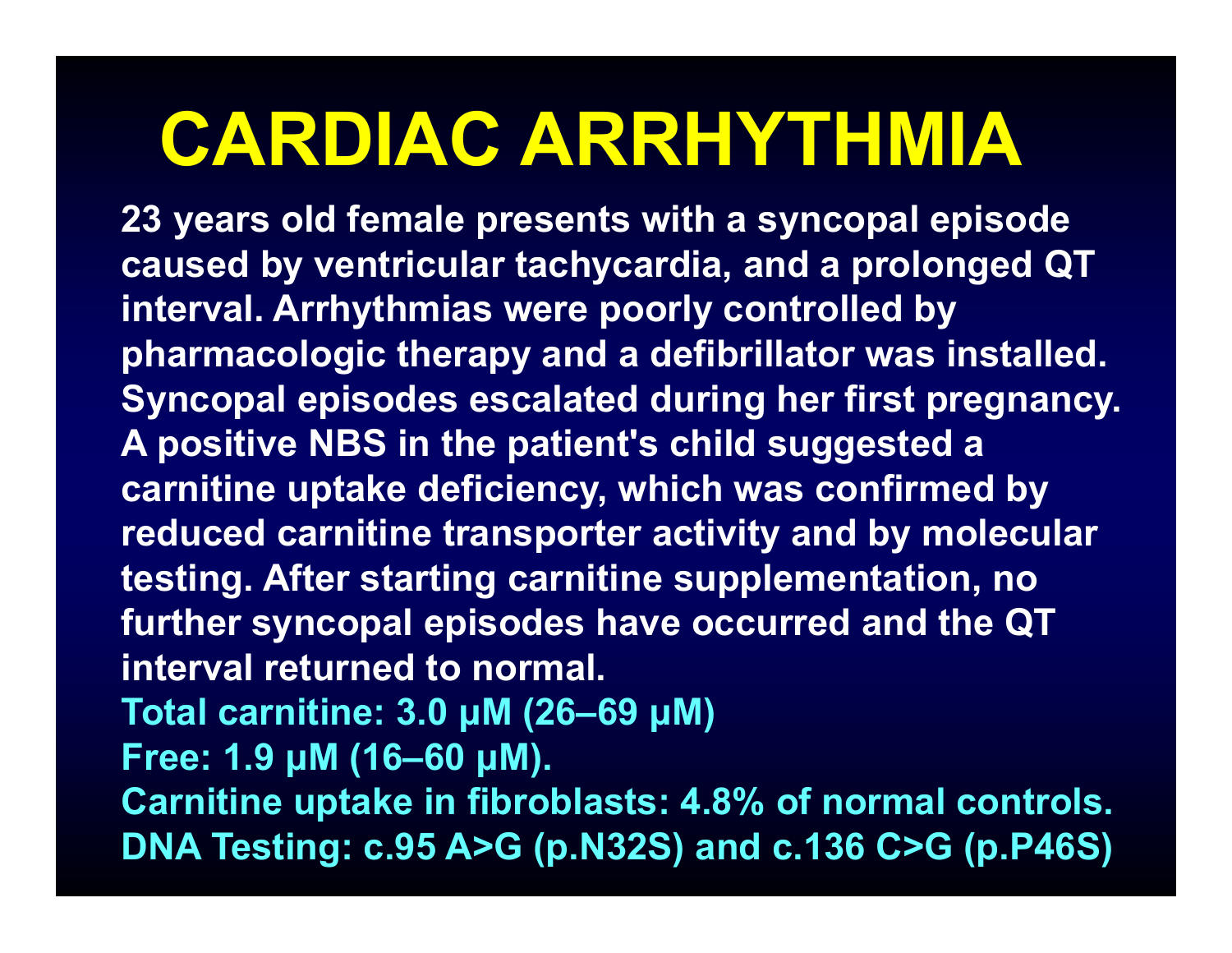# CARDIAC ARRHYTHMIA

23 years old female presents with a syncopal episode caused by ventricular tachycardia, and a prolonged QT interval. Arrhythmias were poorly controlled by pharmacologic therapy and a defibrillator was installed. Syncopal episodes escalated during her first pregnancy. A positive NBS in the patient's child suggested a carnitine uptake deficiency, which was confirmed by reduced carnitine transporter activity and by molecular testing. After starting carnitine supplementation, no further syncopal episodes have occurred and the QT interval returned to normal.

Total carnitine: 3.0 µM (26–69 µM)

Free: 1.9 µM (16–60 µM).

Carnitine uptake in fibroblasts: 4.8% of normal controls.

DNA Testing: c.95 A>G (p.N32S) and c.136 C>G (p.P46S)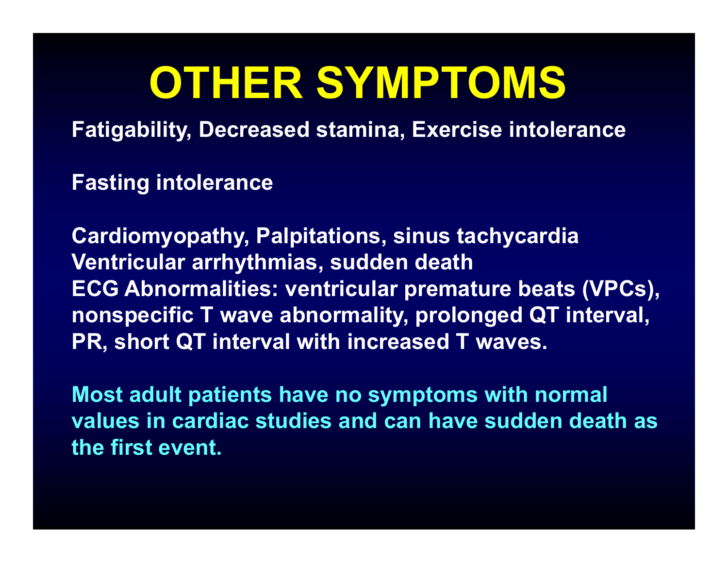# OTHER SYMPTOMS

**Fatigability, Decreased stamina, Exercise intolerance**

**Fasting intolerance**

**Cardiomyopathy, Palpitations, sinus tachycardia**
**Ventricular arrhythmias, sudden death**
**ECG Abnormalities: ventricular premature beats (VPCs), nonspecific T wave abnormality, prolonged QT interval, PR, short QT interval with increased T waves.**

**Most adult patients have no symptoms with normal values in cardiac studies and can have sudden death as the first event.**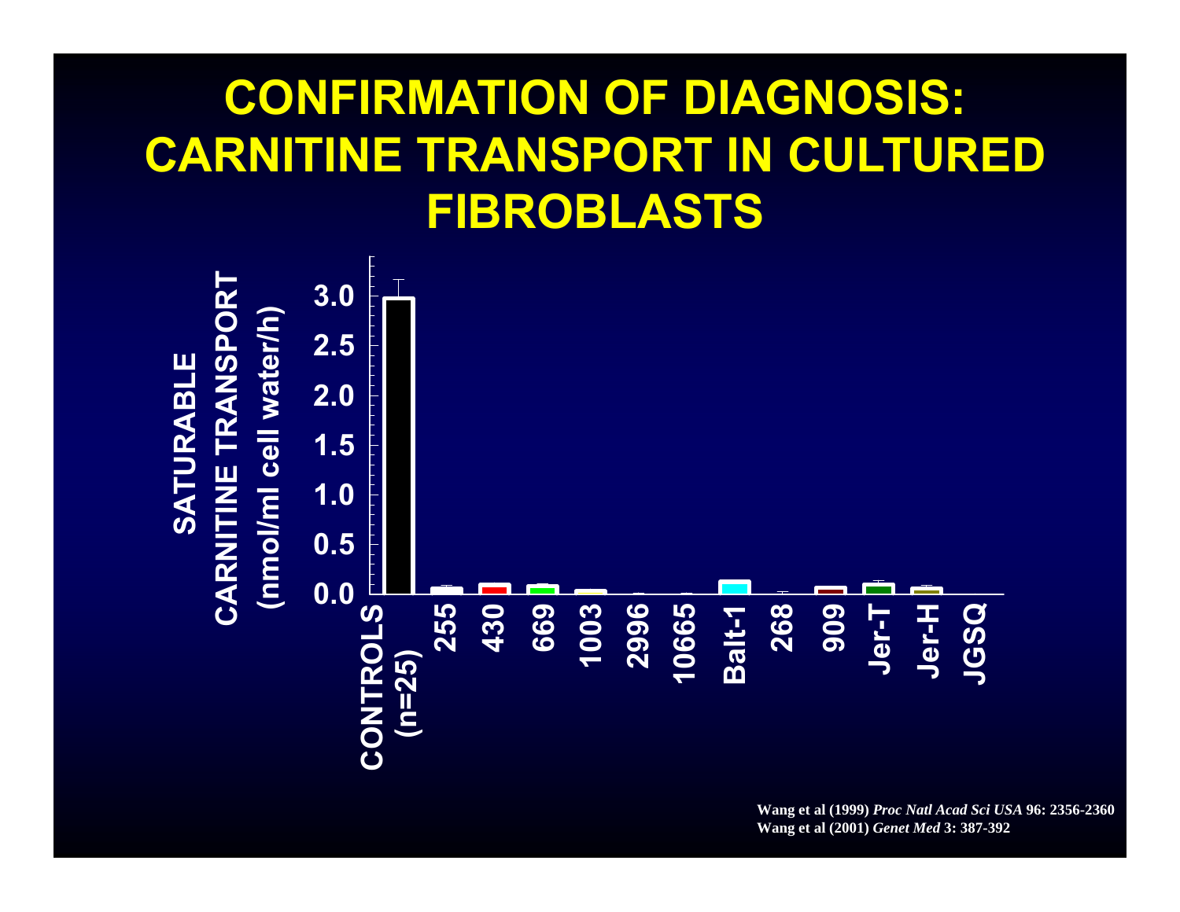# CONFIRMATION OF DIAGNOSIS: CARNITINE TRANSPORT IN CULTURED FIBROBLASTS

SATURABLE CARNITINE TRANSPORT (nmol/ml cell water/h)

3.0
2.5
2.0
1.5
1.0
0.5
0.0

CONTROLS (n=25) | 255 | 430 | 669 | 1003 | 2996 | 10665 | Balt-1 | 268 | 909 | Jer-T | Jer-H | JGSQ

Wang et al (1999) *Proc Natl Acad Sci USA* 96: 2356-2360
Wang et al (2001) *Genet Med* 3: 387-392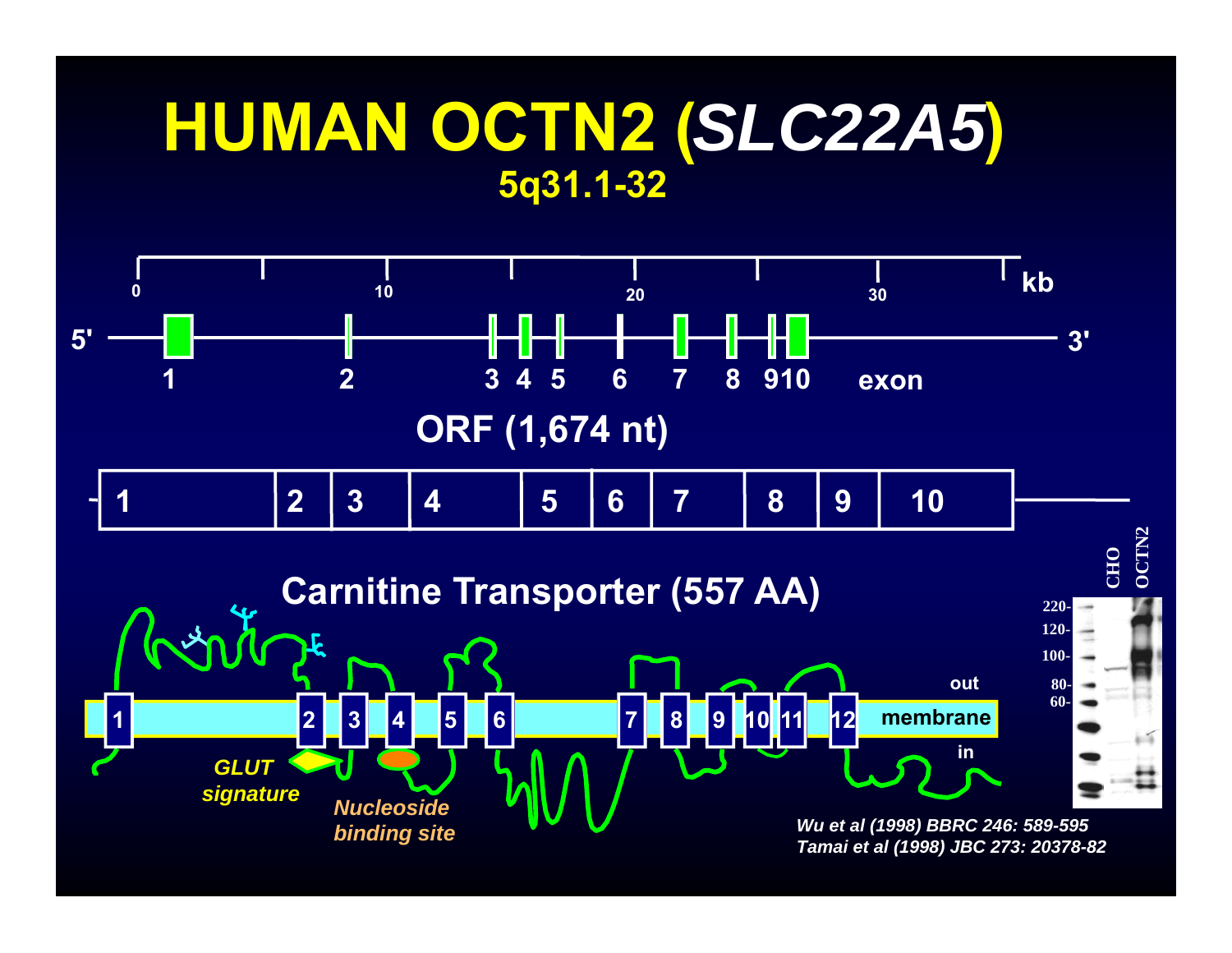# HUMAN OCTN2 (*SLC22A5*)

## 5q31.1-32

0 10 20 30 kb

5' 1 2 3 4 5 6 7 8 9 10 exon 3'

**ORF (1,674 nt)**

1 2 3 4 5 6 7 8 9 10

**Carnitine Transporter (557 AA)**

out

1 2 3 4 5 6 7 8 9 10 11 12 membrane

in

*GLUT signature*

*Nucleoside binding site*

CHO OCTN2

220- 120- 100- 80- 60-

*Wu et al (1998) BBRC 246: 589-595*
*Tamai et al (1998) JBC 273: 20378-82*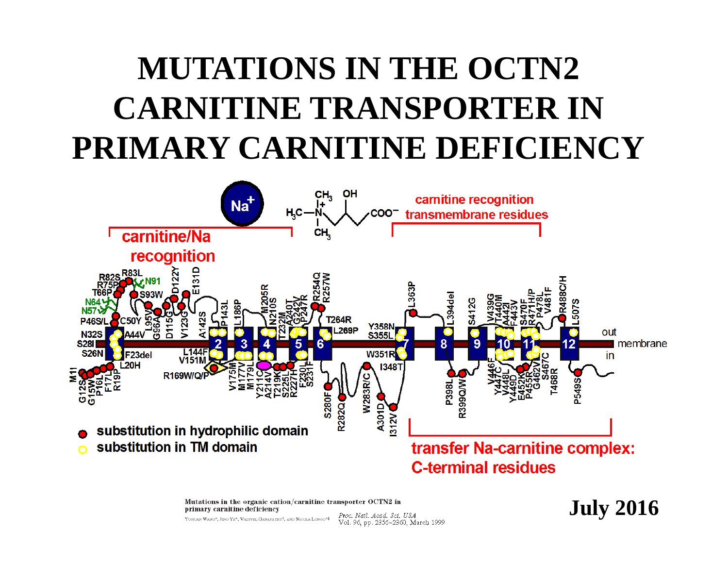# MUTATIONS IN THE OCTN2 CARNITINE TRANSPORTER IN PRIMARY CARNITINE DEFICIENCY

carnitine/Na recognition

carnitine recognition transmembrane residues

transfer Na-carnitine complex: C-terminal residues

- substitution in hydrophilic domain
- substitution in TM domain

Mutations in the organic cation/carnitine transporter OCTN2 in primary carnitine deficiency

Yuhuan Wang, Jing Ye, Vadivel Ganapathy, and Nicola Longo

*Proc. Natl. Acad. Sci. USA* Vol. 96, pp. 2356–2360, March 1999

**July 2016**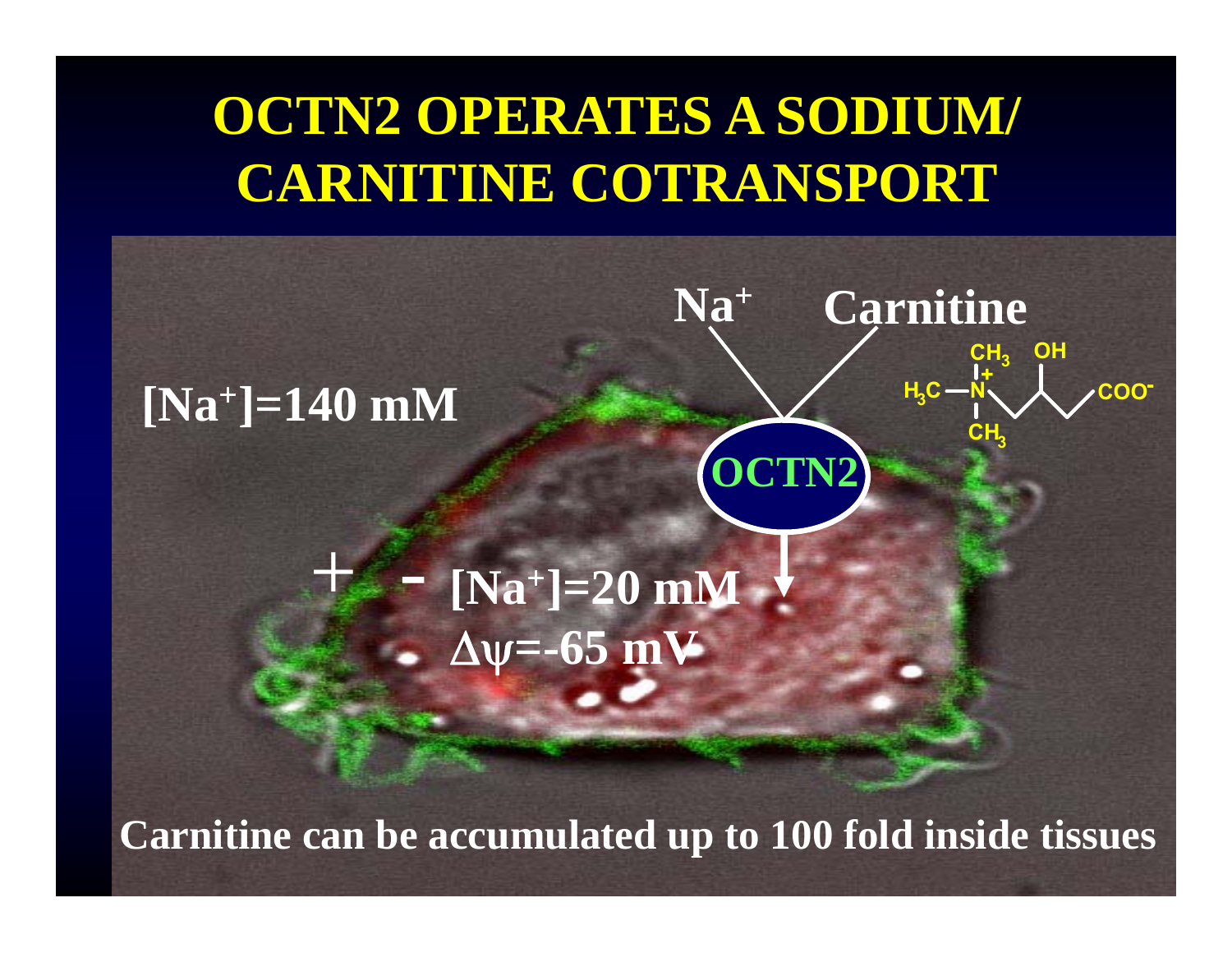# OCTN2 OPERATES A SODIUM/ CARNITINE COTRANSPORT

$Na^+$ Carnitine

$[Na^+]$=140 mM

OCTN2

+ - $[Na^+]$=20 mM

$\Delta\psi$=-65 mV

**Carnitine can be accumulated up to 100 fold inside tissues**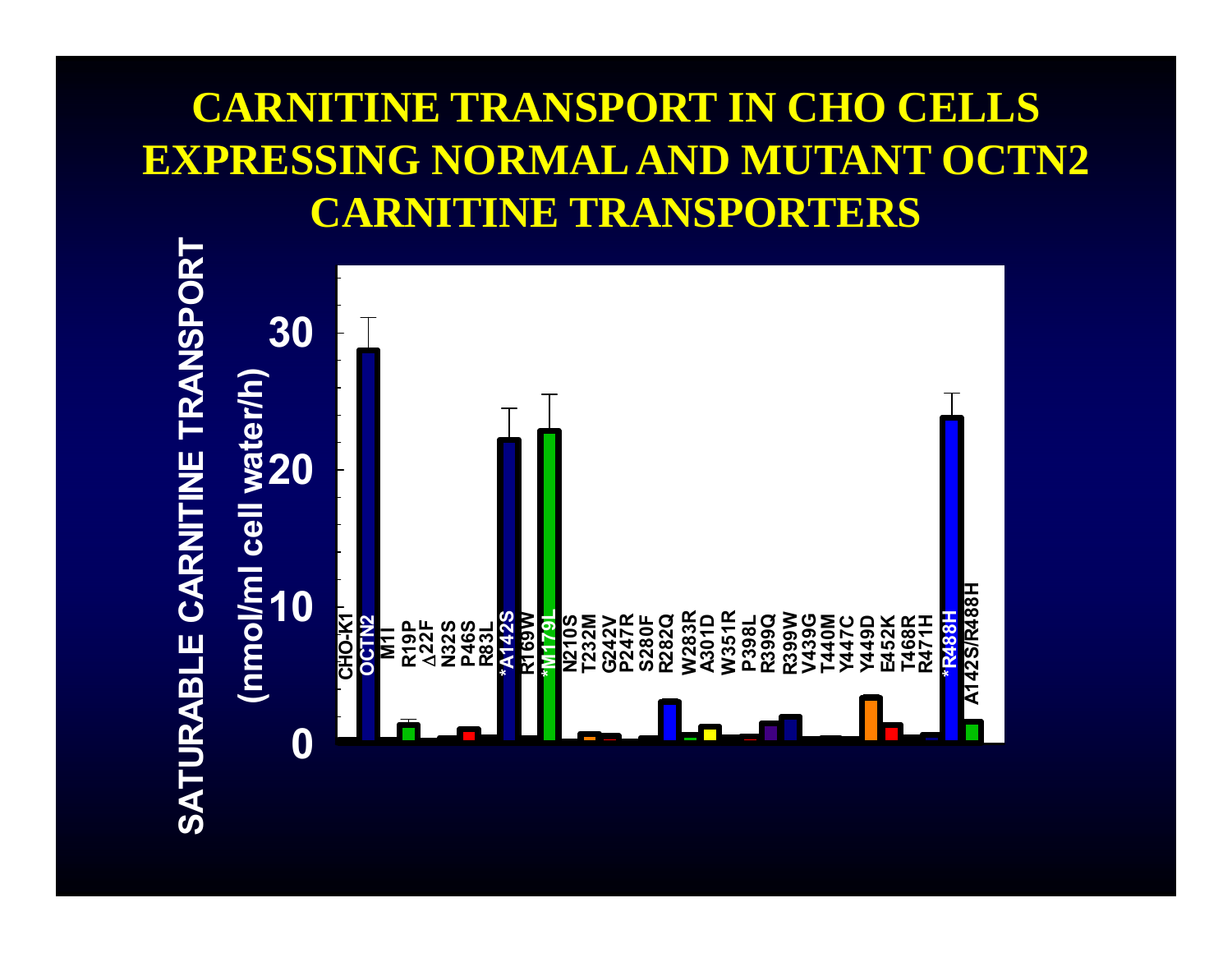# CARNITINE TRANSPORT IN CHO CELLS EXPRESSING NORMAL AND MUTANT OCTN2 CARNITINE TRANSPORTERS

SATURABLE CARNITINE TRANSPORT (nmol/ml cell water/h)

30

20

10

0

CHO-K1, OCTN2, M1I, R19P, Δ22F, N32S, P46S, R83L, *A142S, R169W, *M179L, N210S, T232M, G242V, P247R, S280F, R282Q, W283R, A301D, W351R, P398L, R399Q, R399W, V439G, T440M, Y447C, Y449D, E452K, T468R, R471H, *R488H, A142S/R488H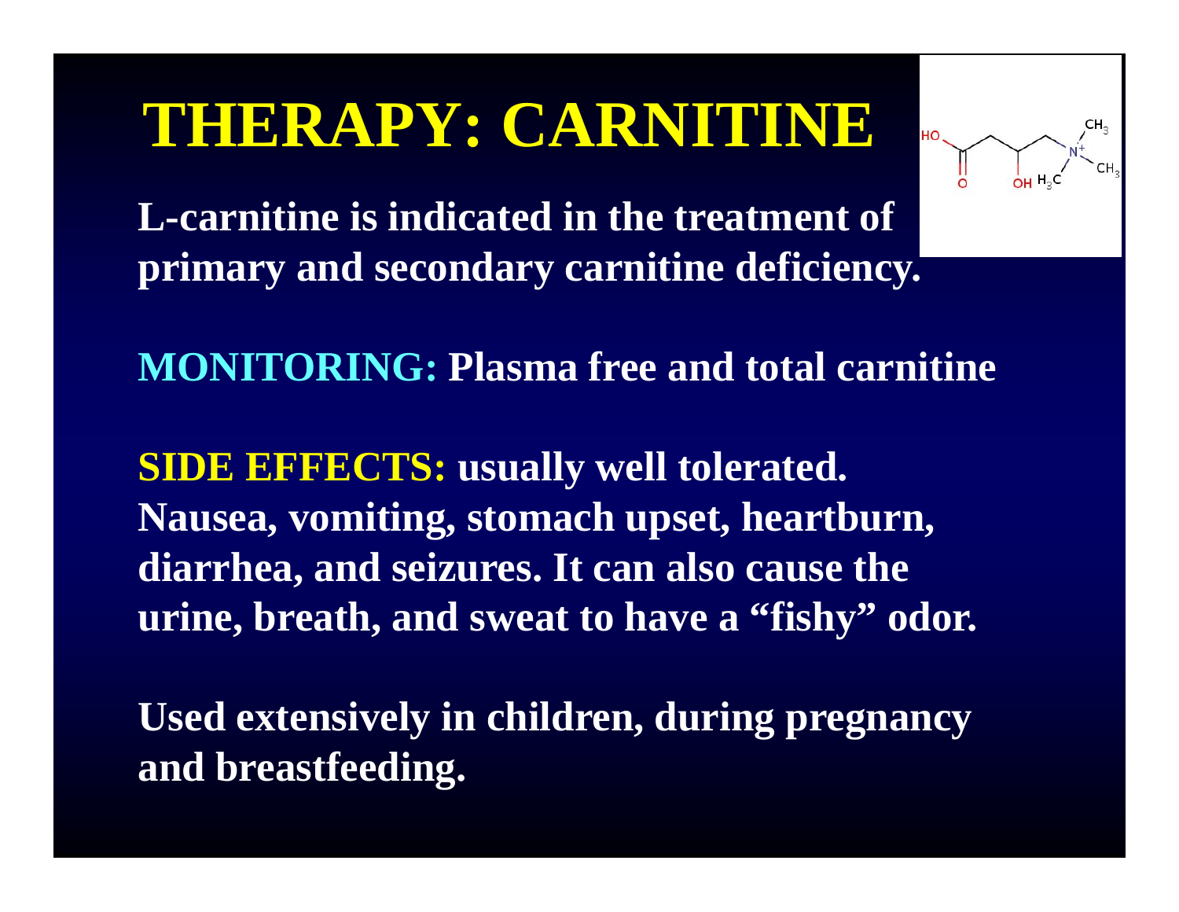# THERAPY: CARNITINE

**L-carnitine is indicated in the treatment of primary and secondary carnitine deficiency.**

**MONITORING: Plasma free and total carnitine**

**SIDE EFFECTS: usually well tolerated. Nausea, vomiting, stomach upset, heartburn, diarrhea, and seizures. It can also cause the urine, breath, and sweat to have a "fishy" odor.**

**Used extensively in children, during pregnancy and breastfeeding.**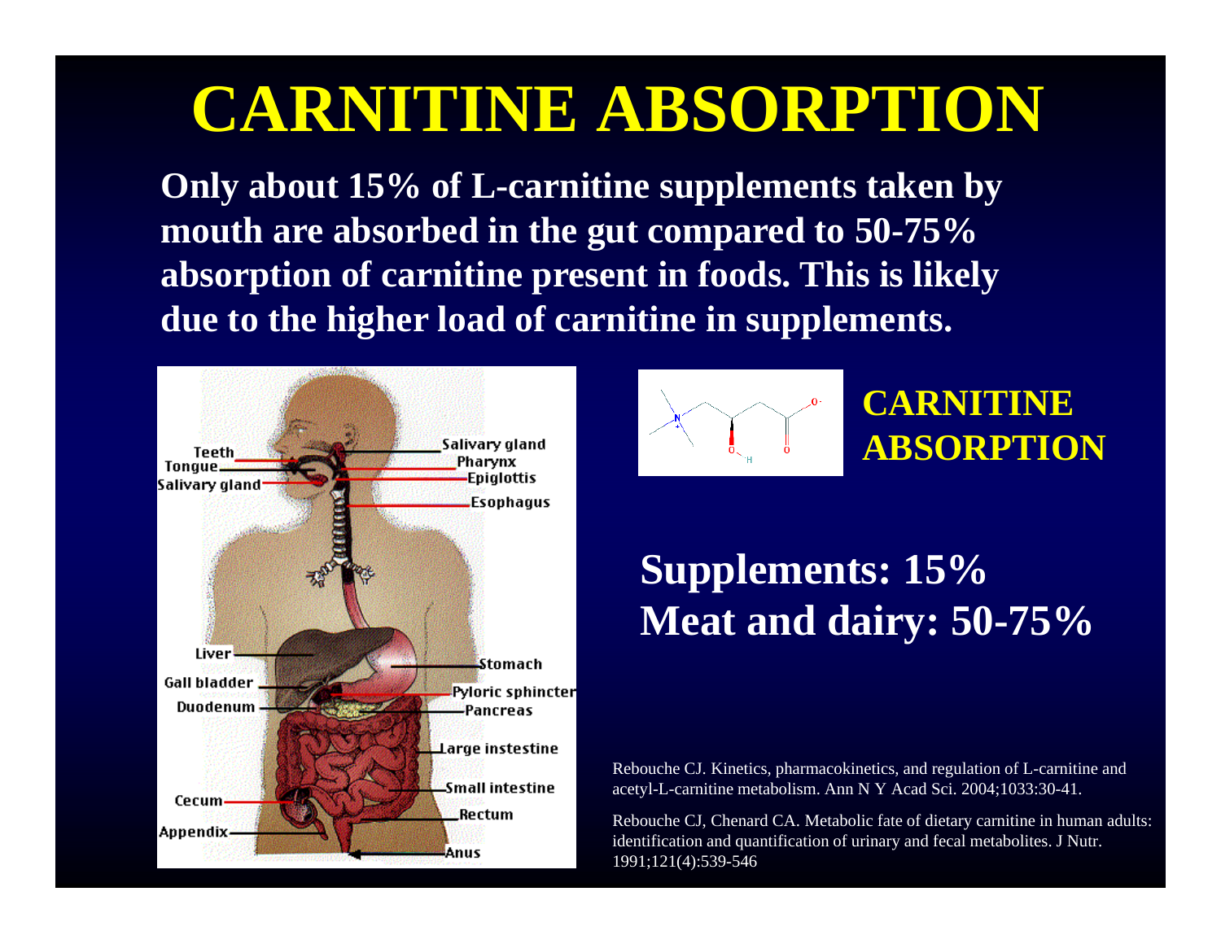# CARNITINE ABSORPTION

**Only about 15% of L-carnitine supplements taken by mouth are absorbed in the gut compared to 50-75% absorption of carnitine present in foods. This is likely due to the higher load of carnitine in supplements.**

## CARNITINE ABSORPTION

**Supplements: 15%**
**Meat and dairy: 50-75%**

Rebouche CJ. Kinetics, pharmacokinetics, and regulation of L-carnitine and acetyl-L-carnitine metabolism. Ann N Y Acad Sci. 2004;1033:30-41.

Rebouche CJ, Chenard CA. Metabolic fate of dietary carnitine in human adults: identification and quantification of urinary and fecal metabolites. J Nutr. 1991;121(4):539-546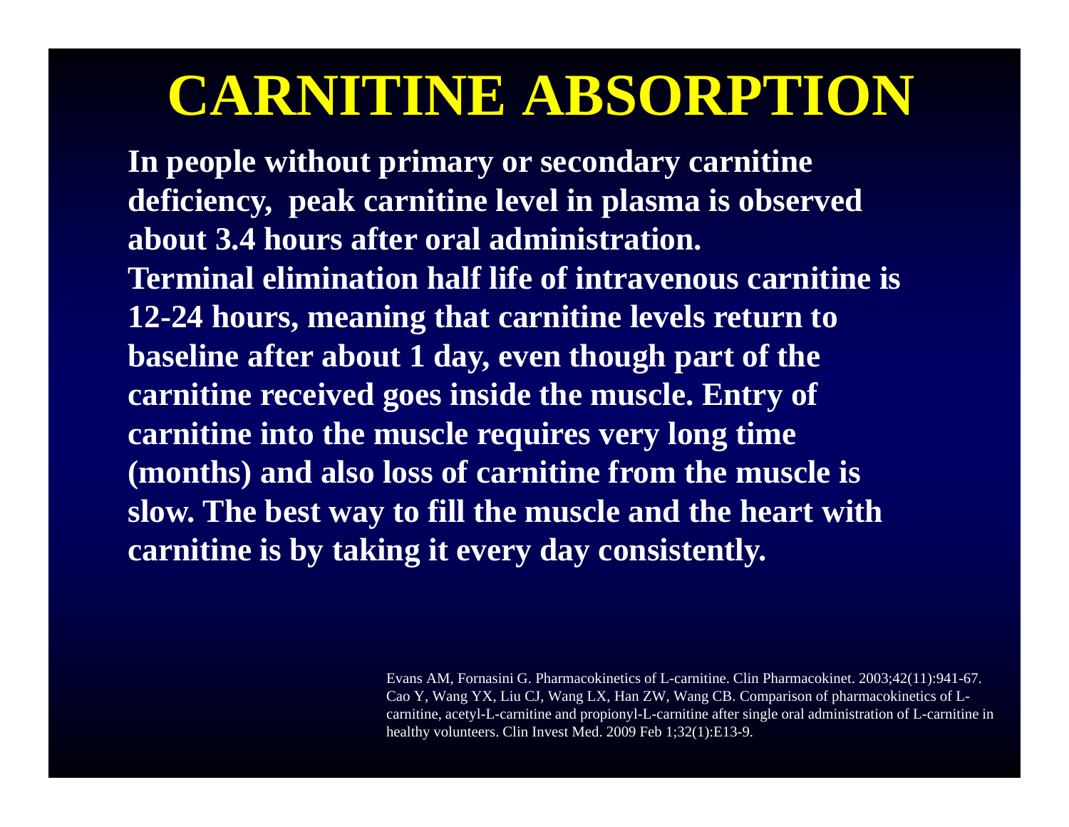# CARNITINE ABSORPTION

**In people without primary or secondary carnitine deficiency, peak carnitine level in plasma is observed about 3.4 hours after oral administration. Terminal elimination half life of intravenous carnitine is 12-24 hours, meaning that carnitine levels return to baseline after about 1 day, even though part of the carnitine received goes inside the muscle. Entry of carnitine into the muscle requires very long time (months) and also loss of carnitine from the muscle is slow. The best way to fill the muscle and the heart with carnitine is by taking it every day consistently.**

Evans AM, Fornasini G. Pharmacokinetics of L-carnitine. Clin Pharmacokinet. 2003;42(11):941-67.
Cao Y, Wang YX, Liu CJ, Wang LX, Han ZW, Wang CB. Comparison of pharmacokinetics of L-carnitine, acetyl-L-carnitine and propionyl-L-carnitine after single oral administration of L-carnitine in healthy volunteers. Clin Invest Med. 2009 Feb 1;32(1):E13-9.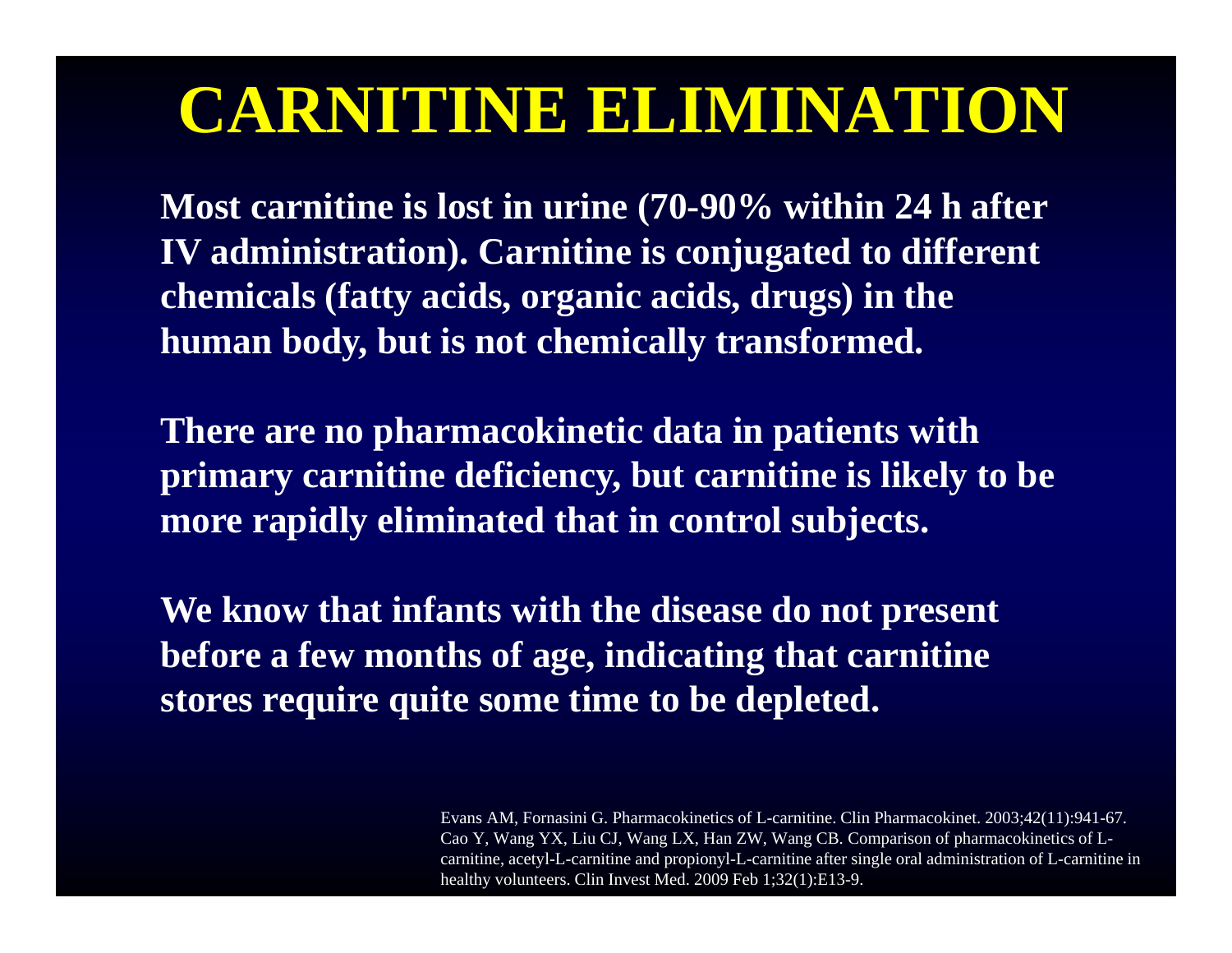# CARNITINE ELIMINATION

**Most carnitine is lost in urine (70-90% within 24 h after IV administration). Carnitine is conjugated to different chemicals (fatty acids, organic acids, drugs) in the human body, but is not chemically transformed.**

**There are no pharmacokinetic data in patients with primary carnitine deficiency, but carnitine is likely to be more rapidly eliminated that in control subjects.**

**We know that infants with the disease do not present before a few months of age, indicating that carnitine stores require quite some time to be depleted.**

Evans AM, Fornasini G. Pharmacokinetics of L-carnitine. Clin Pharmacokinet. 2003;42(11):941-67.
Cao Y, Wang YX, Liu CJ, Wang LX, Han ZW, Wang CB. Comparison of pharmacokinetics of L-carnitine, acetyl-L-carnitine and propionyl-L-carnitine after single oral administration of L-carnitine in healthy volunteers. Clin Invest Med. 2009 Feb 1;32(1):E13-9.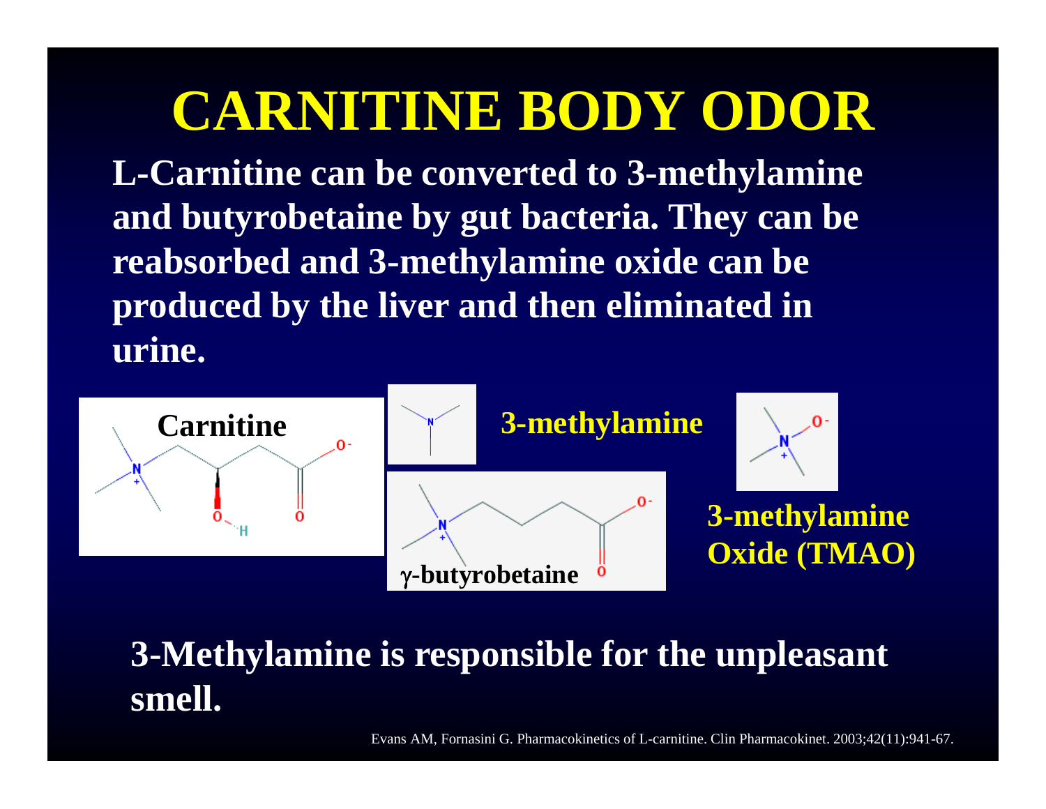# CARNITINE BODY ODOR

**L-Carnitine can be converted to 3-methylamine and butyrobetaine by gut bacteria. They can be reabsorbed and 3-methylamine oxide can be produced by the liver and then eliminated in urine.**

**Carnitine**

**3-methylamine**

**γ-butyrobetaine**

**3-methylamine Oxide (TMAO)**

**3-Methylamine is responsible for the unpleasant smell.**

Evans AM, Fornasini G. Pharmacokinetics of L-carnitine. Clin Pharmacokinet. 2003;42(11):941-67.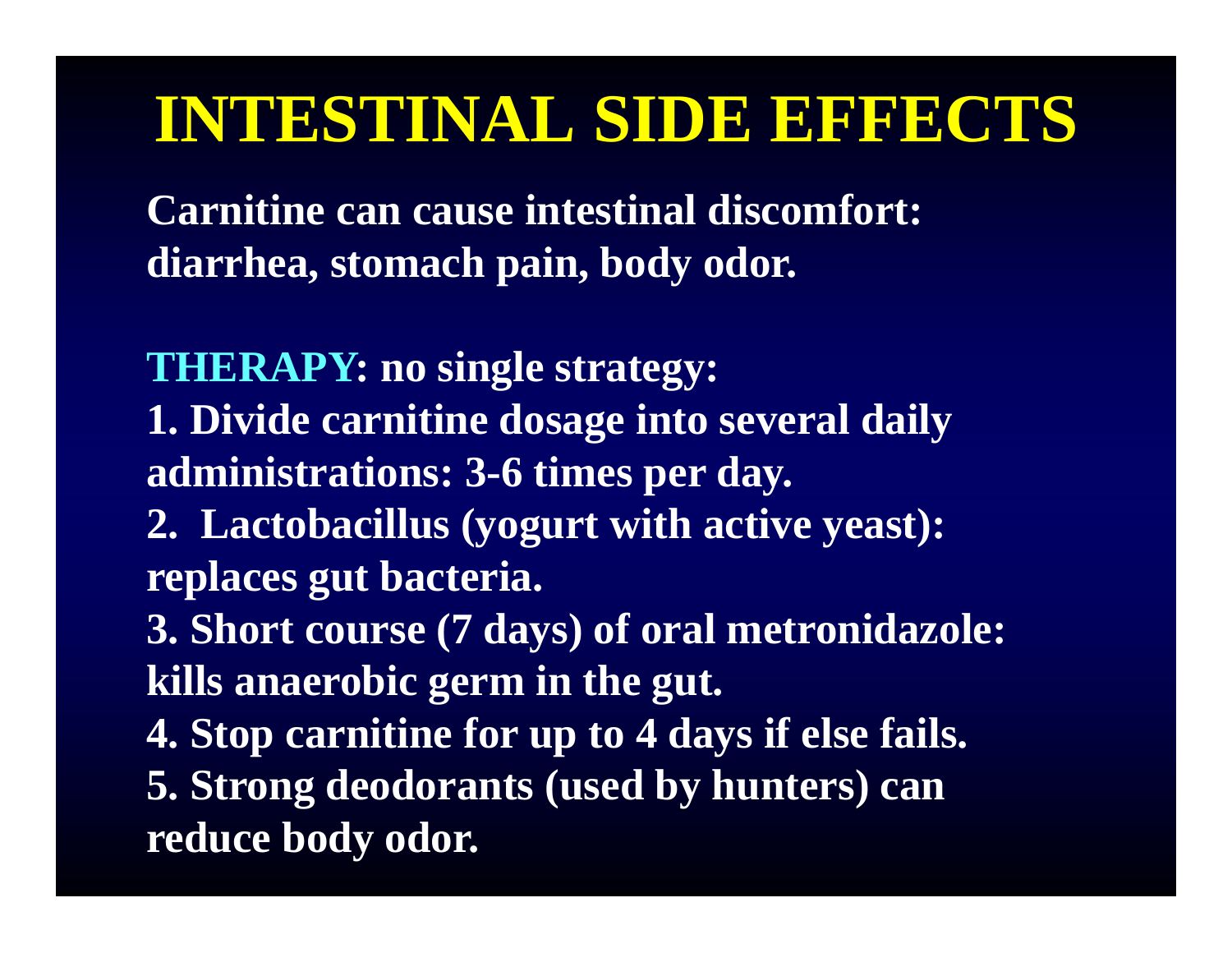# INTESTINAL SIDE EFFECTS

**Carnitine can cause intestinal discomfort: diarrhea, stomach pain, body odor.**

**THERAPY: no single strategy:**

**1. Divide carnitine dosage into several daily administrations: 3-6 times per day.**

**2. Lactobacillus (yogurt with active yeast): replaces gut bacteria.**

**3. Short course (7 days) of oral metronidazole: kills anaerobic germ in the gut.**

**4. Stop carnitine for up to 4 days if else fails.**

**5. Strong deodorants (used by hunters) can reduce body odor.**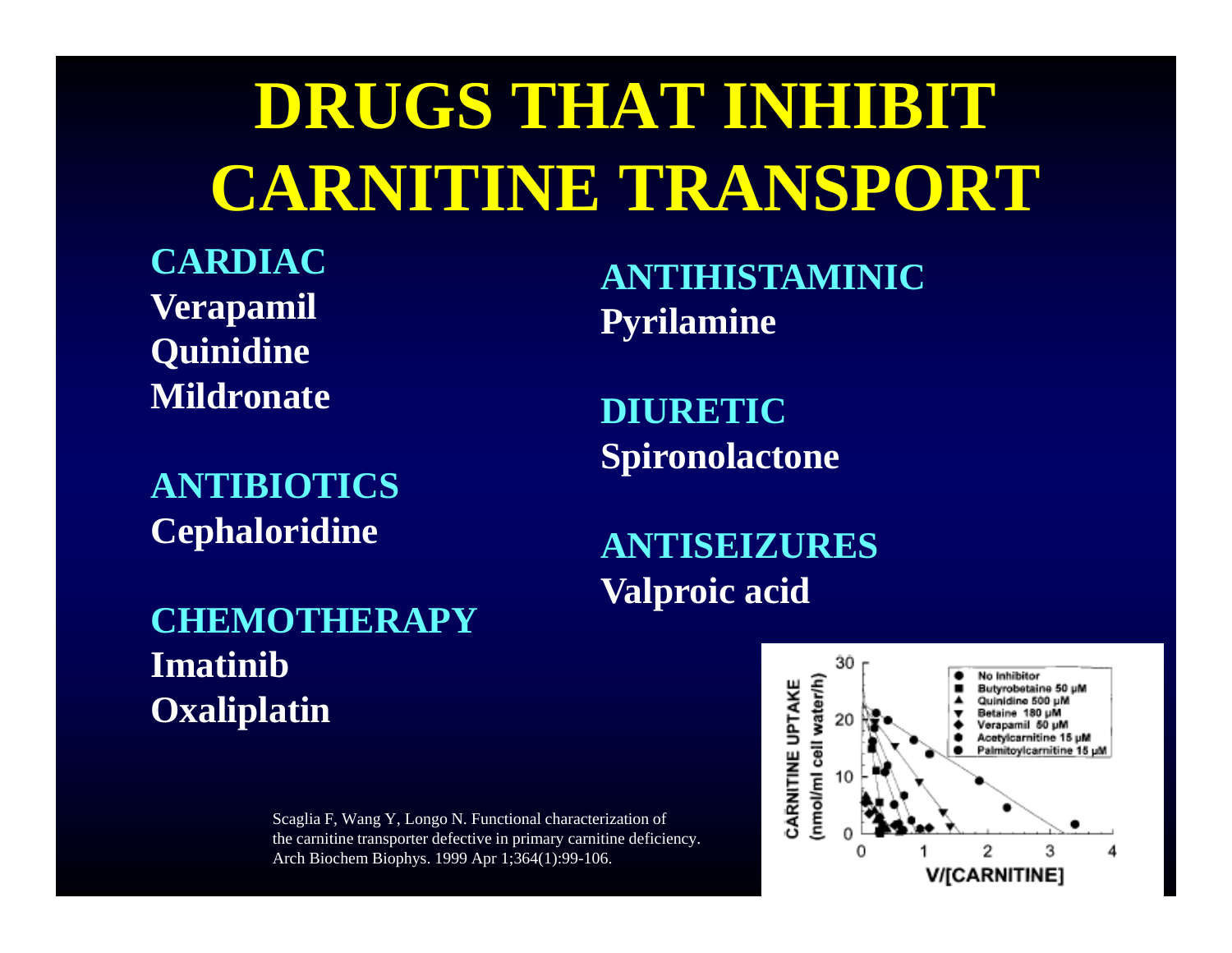# DRUGS THAT INHIBIT CARNITINE TRANSPORT

**CARDIAC**

**Verapamil**
**Quinidine**
**Mildronate**

**ANTIBIOTICS**

**Cephaloridine**

**CHEMOTHERAPY**

**Imatinib**
**Oxaliplatin**

**ANTIHISTAMINIC**

**Pyrilamine**

**DIURETIC**

**Spironolactone**

**ANTISEIZURES**

**Valproic acid**

Scaglia F, Wang Y, Longo N. Functional characterization of the carnitine transporter defective in primary carnitine deficiency. Arch Biochem Biophys. 1999 Apr 1;364(1):99-106.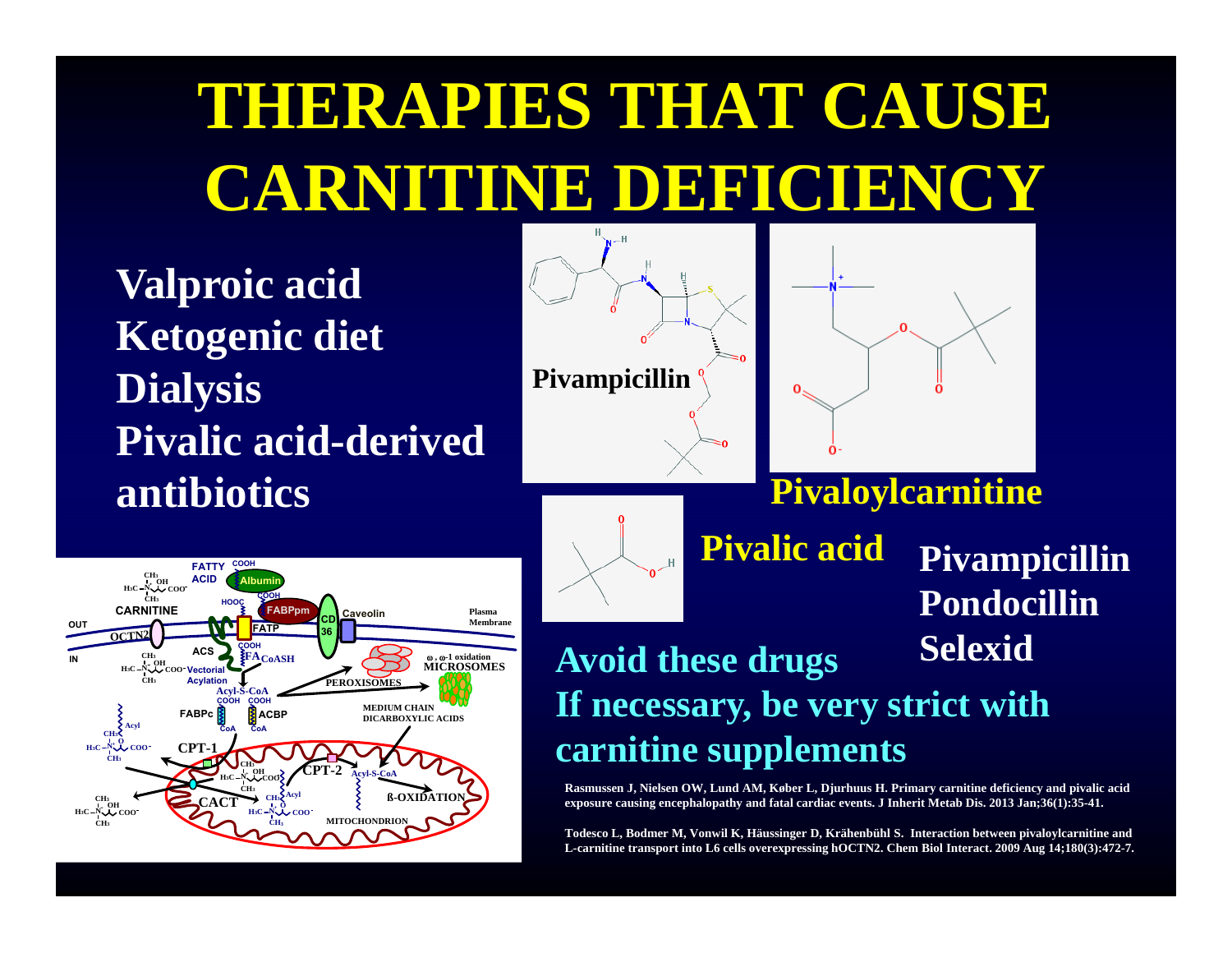# THERAPIES THAT CAUSE CARNITINE DEFICIENCY

**Valproic acid**
**Ketogenic diet**
**Dialysis**
**Pivalic acid-derived antibiotics**

**Pivampicillin**

**Pivaloylcarnitine**

**Pivalic acid**

**Pivampicillin**
**Pondocillin**
**Selexid**

**Avoid these drugs**
**If necessary, be very strict with carnitine supplements**

Rasmussen J, Nielsen OW, Lund AM, Køber L, Djurhuus H. Primary carnitine deficiency and pivalic acid exposure causing encephalopathy and fatal cardiac events. J Inherit Metab Dis. 2013 Jan;36(1):35-41.

Todesco L, Bodmer M, Vonwil K, Häussinger D, Krähenbühl S. Interaction between pivaloylcarnitine and L-carnitine transport into L6 cells overexpressing hOCTN2. Chem Biol Interact. 2009 Aug 14;180(3):472-7.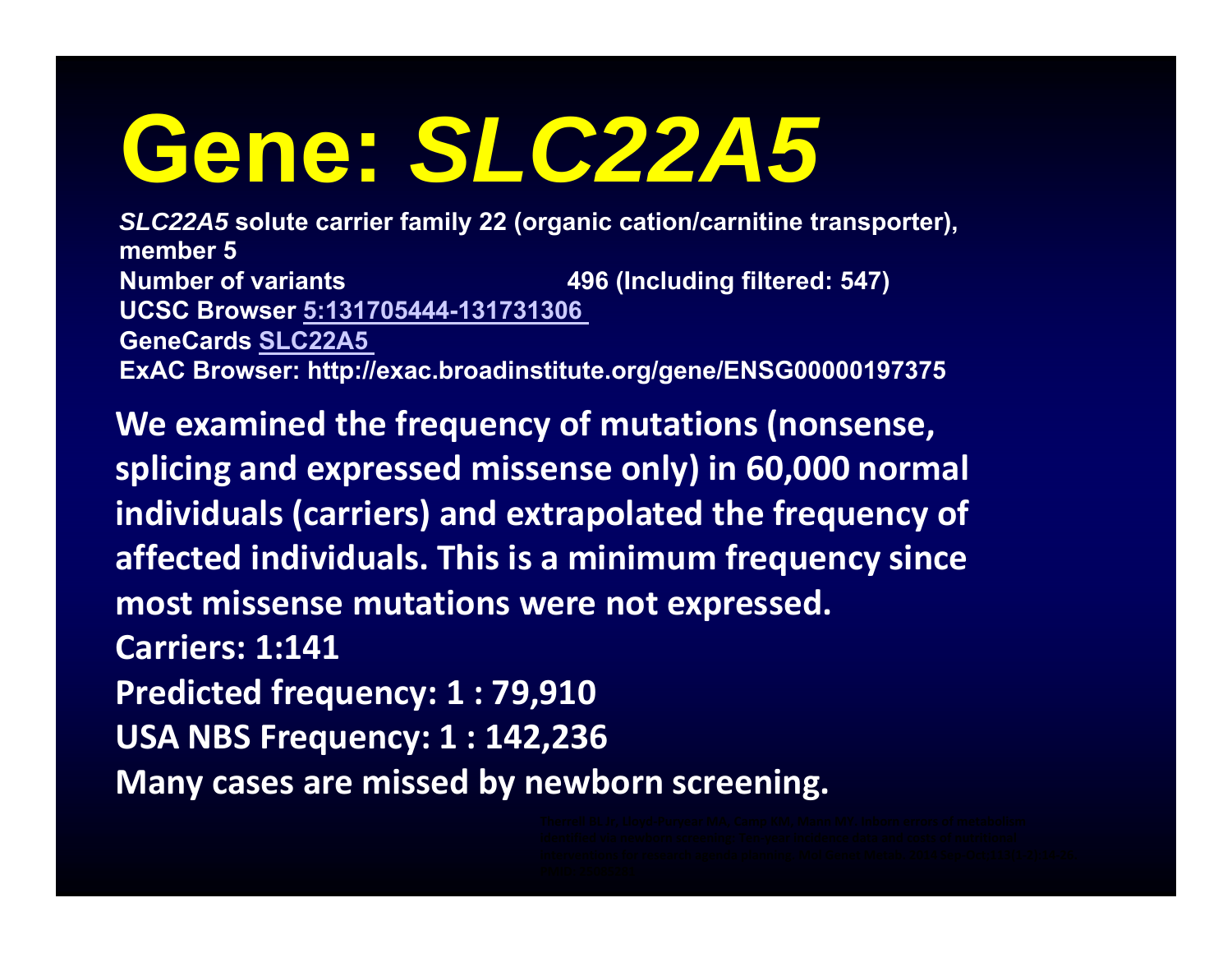# Gene: *SLC22A5*

*SLC22A5* solute carrier family 22 (organic cation/carnitine transporter), member 5
Number of variants 496 (Including filtered: 547)
UCSC Browser 5:131705444-131731306
GeneCards SLC22A5
ExAC Browser: http://exac.broadinstitute.org/gene/ENSG00000197375

**We examined the frequency of mutations (nonsense, splicing and expressed missense only) in 60,000 normal individuals (carriers) and extrapolated the frequency of affected individuals. This is a minimum frequency since most missense mutations were not expressed.**

**Carriers: 1:141**

**Predicted frequency: 1 : 79,910**

**USA NBS Frequency: 1 : 142,236**

**Many cases are missed by newborn screening.**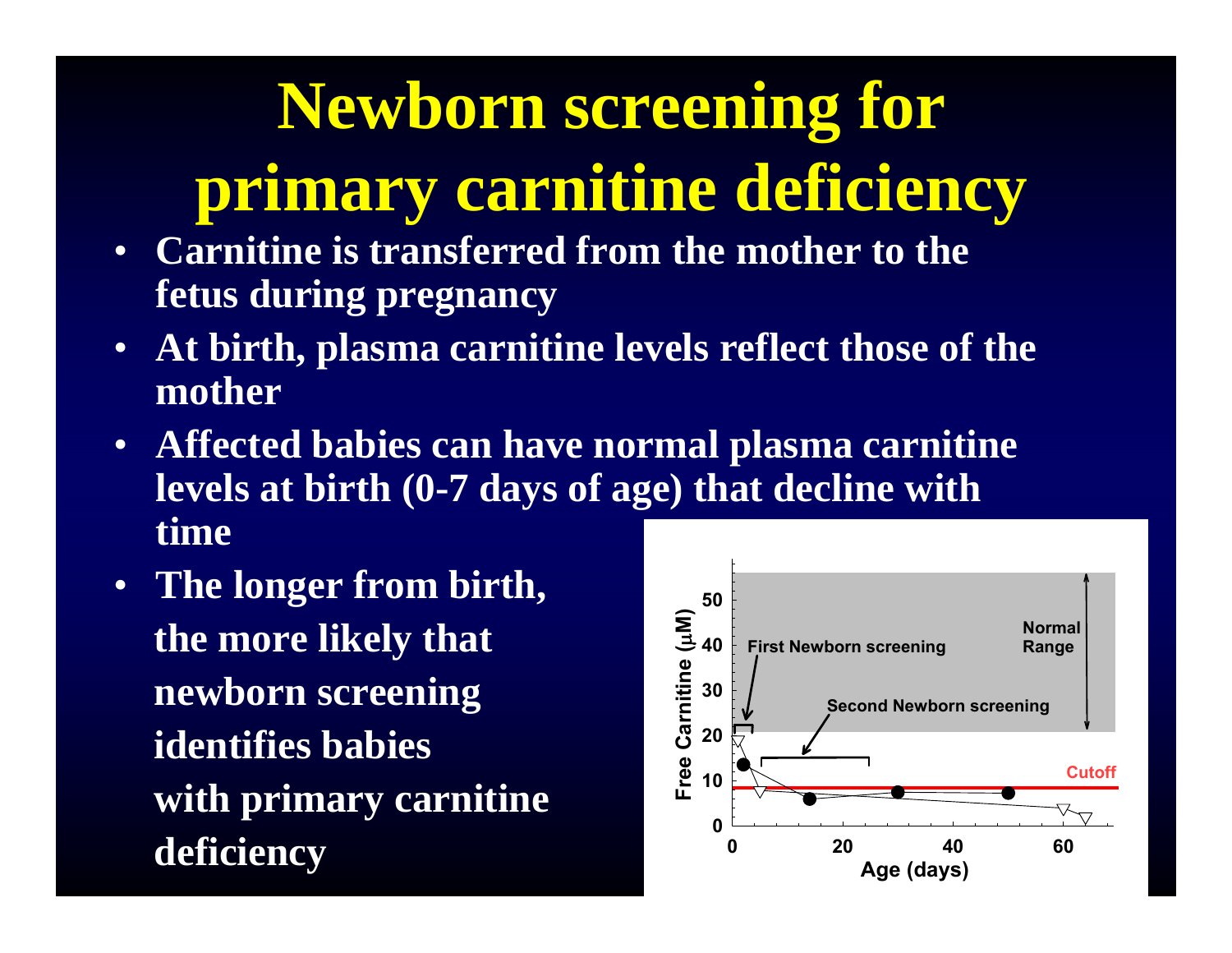# Newborn screening for primary carnitine deficiency

- **Carnitine is transferred from the mother to the fetus during pregnancy**
- **At birth, plasma carnitine levels reflect those of the mother**
- **Affected babies can have normal plasma carnitine levels at birth (0-7 days of age) that decline with time**
- **The longer from birth, the more likely that newborn screening identifies babies with primary carnitine deficiency**

Free Carnitine (μM) vs. Age (days): Normal Range; First Newborn screening; Second Newborn screening; Cutoff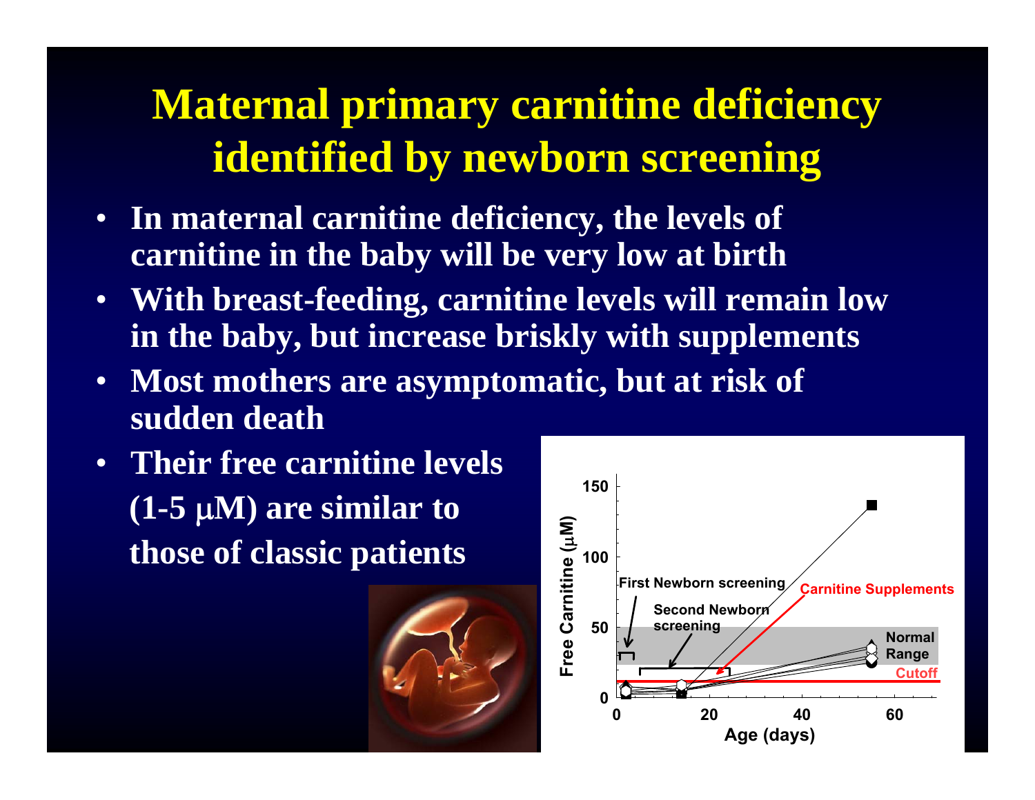# Maternal primary carnitine deficiency identified by newborn screening

- **In maternal carnitine deficiency, the levels of carnitine in the baby will be very low at birth**
- **With breast-feeding, carnitine levels will remain low in the baby, but increase briskly with supplements**
- **Most mothers are asymptomatic, but at risk of sudden death**
- **Their free carnitine levels (1-5 μM) are similar to those of classic patients**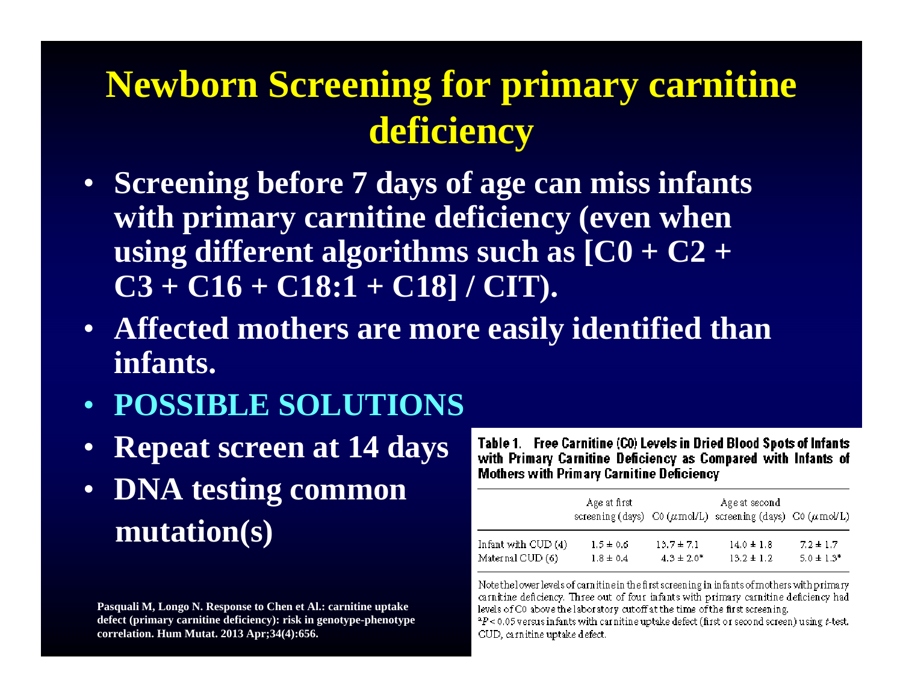# Newborn Screening for primary carnitine deficiency

- Screening before 7 days of age can miss infants with primary carnitine deficiency (even when using different algorithms such as [C0 + C2 + C3 + C16 + C18:1 + C18] / CIT).
- Affected mothers are more easily identified than infants.
- POSSIBLE SOLUTIONS
- Repeat screen at 14 days
- DNA testing common mutation(s)

**Table 1. Free Carnitine (C0) Levels in Dried Blood Spots of Infants with Primary Carnitine Deficiency as Compared with Infants of Mothers with Primary Carnitine Deficiency**

| | Age at first screening (days) | C0 ($\mu$mol/L) | Age at second screening (days) | C0 ($\mu$mol/L) |
|---|---|---|---|---|
| Infant with CUD (4) | 1.5 ± 0.6 | 13.7 ± 7.1 | 14.0 ± 1.8 | 7.2 ± 1.7 |
| Maternal CUD (6) | 1.8 ± 0.4 | 4.3 ± 2.0* | 13.2 ± 1.2 | 5.0 ± 1.3* |

Note the lower levels of carnitine in the first screening in infants of mothers with primary carnitine deficiency. Three out of four infants with primary carnitine deficiency had levels of C0 above the laboratory cutoff at the time of the first screening.

*$P < 0.05$ versus infants with carnitine uptake defect (first or second screen) using $t$-test.

CUD, carnitine uptake defect.

Pasquali M, Longo N. Response to Chen et Al.: carnitine uptake defect (primary carnitine deficiency): risk in genotype-phenotype correlation. Hum Mutat. 2013 Apr;34(4):656.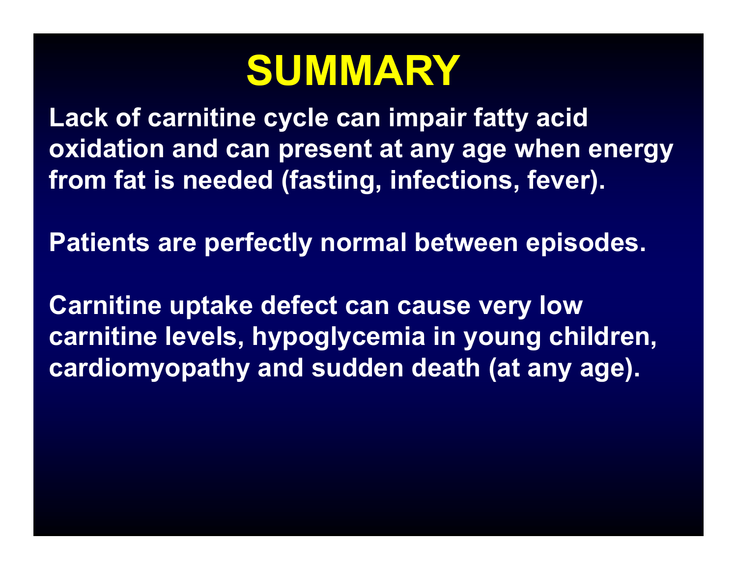# SUMMARY

Lack of carnitine cycle can impair fatty acid oxidation and can present at any age when energy from fat is needed (fasting, infections, fever).

Patients are perfectly normal between episodes.

Carnitine uptake defect can cause very low carnitine levels, hypoglycemia in young children, cardiomyopathy and sudden death (at any age).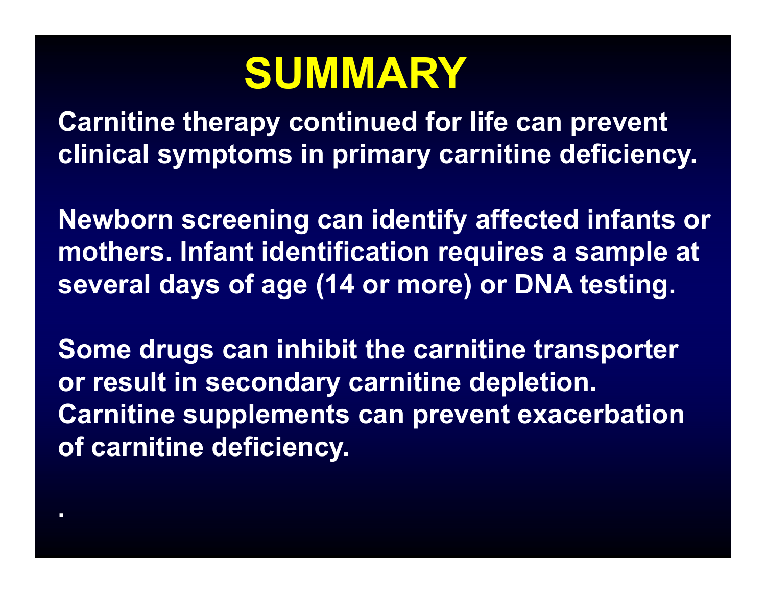# SUMMARY

Carnitine therapy continued for life can prevent clinical symptoms in primary carnitine deficiency.

Newborn screening can identify affected infants or mothers. Infant identification requires a sample at several days of age (14 or more) or DNA testing.

Some drugs can inhibit the carnitine transporter or result in secondary carnitine depletion. Carnitine supplements can prevent exacerbation of carnitine deficiency.

.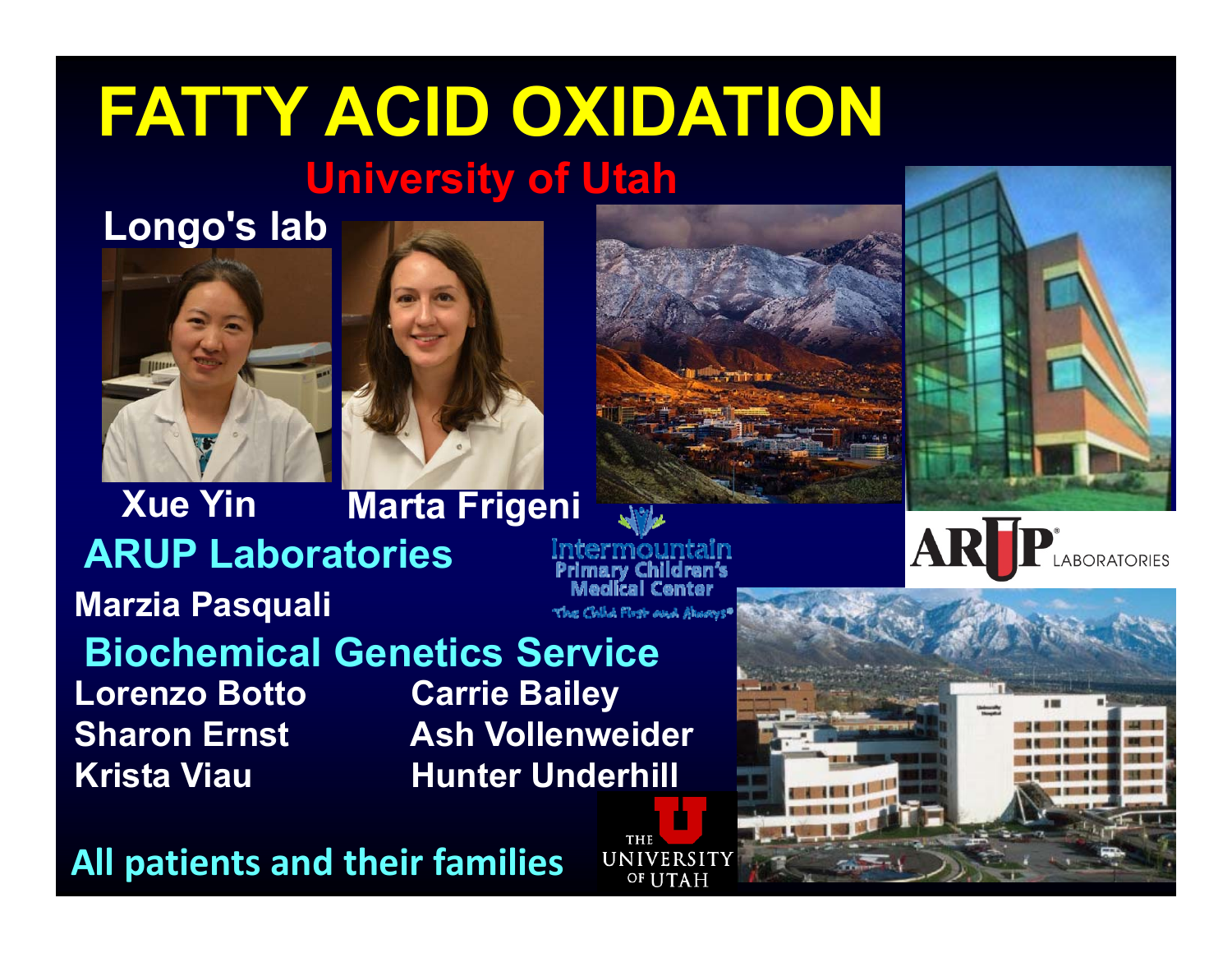# FATTY ACID OXIDATION

## University of Utah

**Longo's lab**

**Xue Yin** **Marta Frigeni**

## ARUP Laboratories

**Marzia Pasquali**

Intermountain Primary Children's Medical Center

The Child First and Always®

## Biochemical Genetics Service

**Lorenzo Botto**
**Sharon Ernst**
**Krista Viau**
**Carrie Bailey**
**Ash Vollenweider**
**Hunter Underhill**

**All patients and their families**

THE UNIVERSITY OF UTAH

ARUP LABORATORIES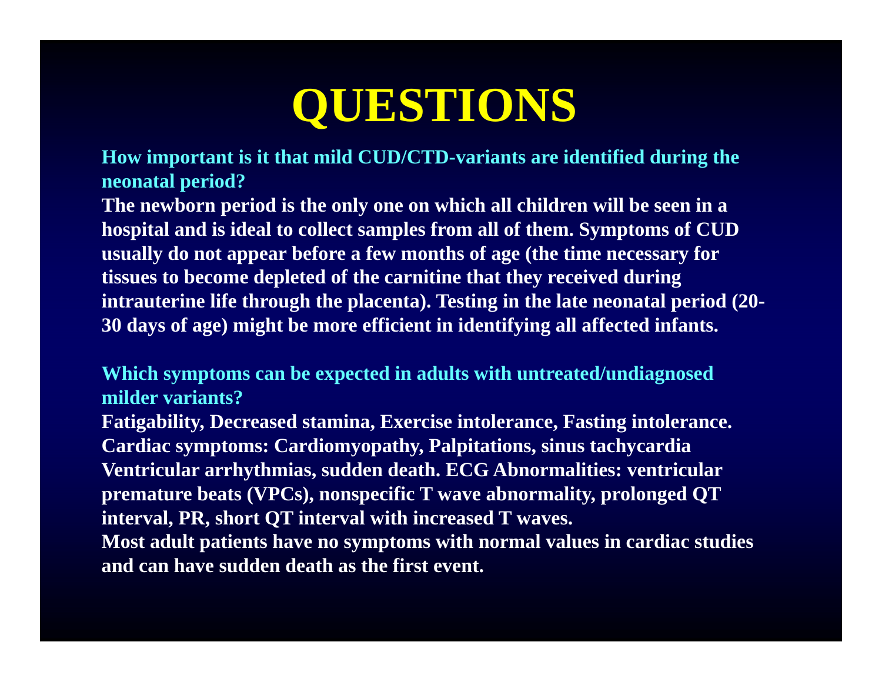# QUESTIONS

**How important is it that mild CUD/CTD-variants are identified during the neonatal period?**

**The newborn period is the only one on which all children will be seen in a hospital and is ideal to collect samples from all of them. Symptoms of CUD usually do not appear before a few months of age (the time necessary for tissues to become depleted of the carnitine that they received during intrauterine life through the placenta). Testing in the late neonatal period (20-30 days of age) might be more efficient in identifying all affected infants.**

**Which symptoms can be expected in adults with untreated/undiagnosed milder variants?**

**Fatigability, Decreased stamina, Exercise intolerance, Fasting intolerance. Cardiac symptoms: Cardiomyopathy, Palpitations, sinus tachycardia Ventricular arrhythmias, sudden death. ECG Abnormalities: ventricular premature beats (VPCs), nonspecific T wave abnormality, prolonged QT interval, PR, short QT interval with increased T waves. Most adult patients have no symptoms with normal values in cardiac studies and can have sudden death as the first event.**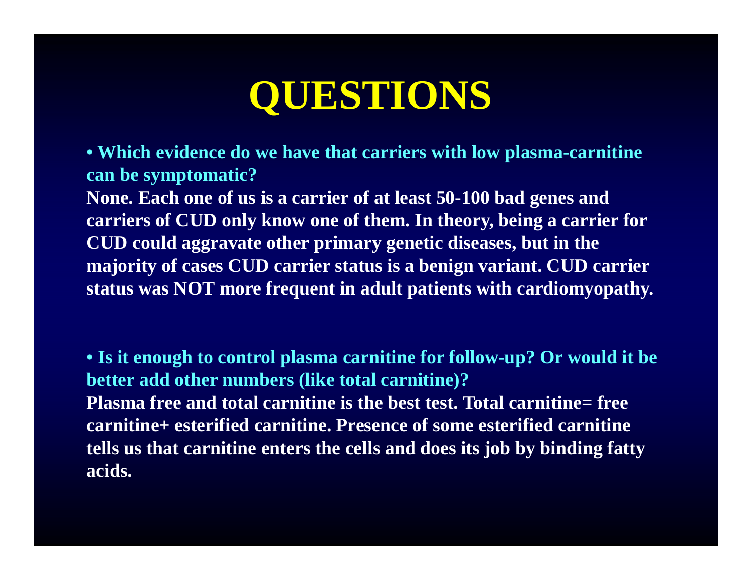# QUESTIONS

**• Which evidence do we have that carriers with low plasma-carnitine can be symptomatic?**

**None. Each one of us is a carrier of at least 50-100 bad genes and carriers of CUD only know one of them. In theory, being a carrier for CUD could aggravate other primary genetic diseases, but in the majority of cases CUD carrier status is a benign variant. CUD carrier status was NOT more frequent in adult patients with cardiomyopathy.**

**• Is it enough to control plasma carnitine for follow-up? Or would it be better add other numbers (like total carnitine)?**

**Plasma free and total carnitine is the best test. Total carnitine= free carnitine+ esterified carnitine. Presence of some esterified carnitine tells us that carnitine enters the cells and does its job by binding fatty acids.**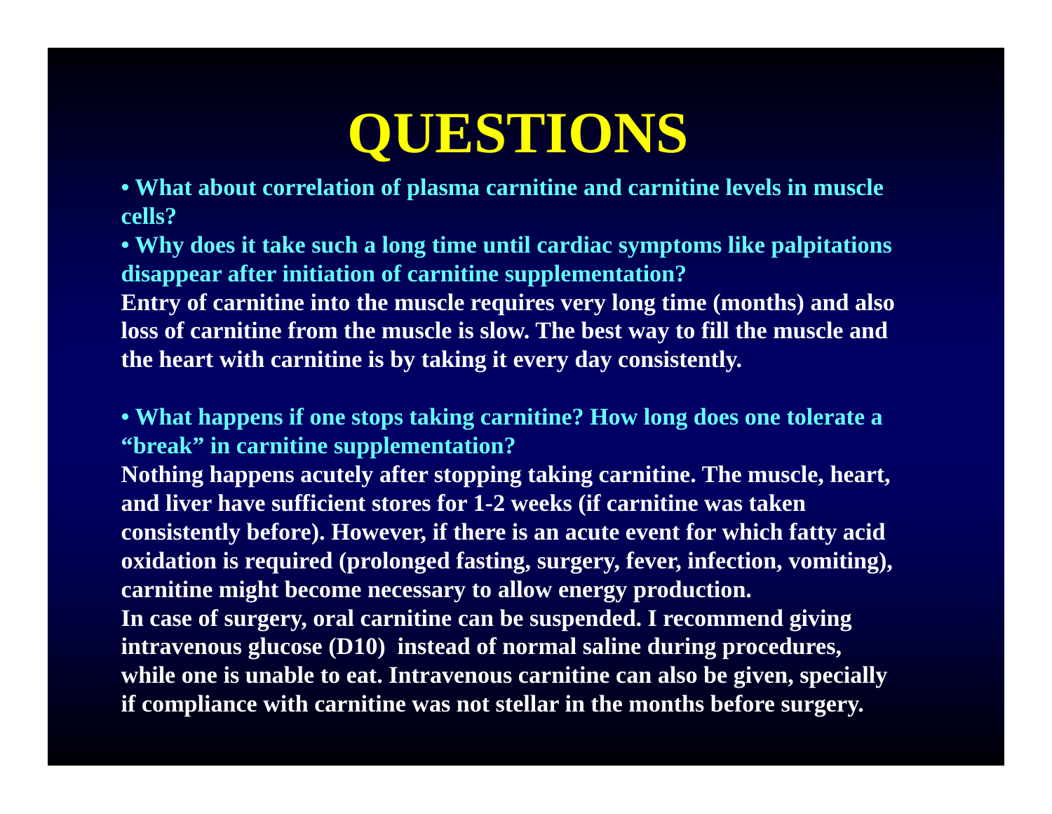# QUESTIONS

- **What about correlation of plasma carnitine and carnitine levels in muscle cells?**
- **Why does it take such a long time until cardiac symptoms like palpitations disappear after initiation of carnitine supplementation?**

**Entry of carnitine into the muscle requires very long time (months) and also loss of carnitine from the muscle is slow. The best way to fill the muscle and the heart with carnitine is by taking it every day consistently.**

- **What happens if one stops taking carnitine? How long does one tolerate a "break" in carnitine supplementation?**

**Nothing happens acutely after stopping taking carnitine. The muscle, heart, and liver have sufficient stores for 1-2 weeks (if carnitine was taken consistently before). However, if there is an acute event for which fatty acid oxidation is required (prolonged fasting, surgery, fever, infection, vomiting), carnitine might become necessary to allow energy production.**
**In case of surgery, oral carnitine can be suspended. I recommend giving intravenous glucose (D10) instead of normal saline during procedures, while one is unable to eat. Intravenous carnitine can also be given, specially if compliance with carnitine was not stellar in the months before surgery.**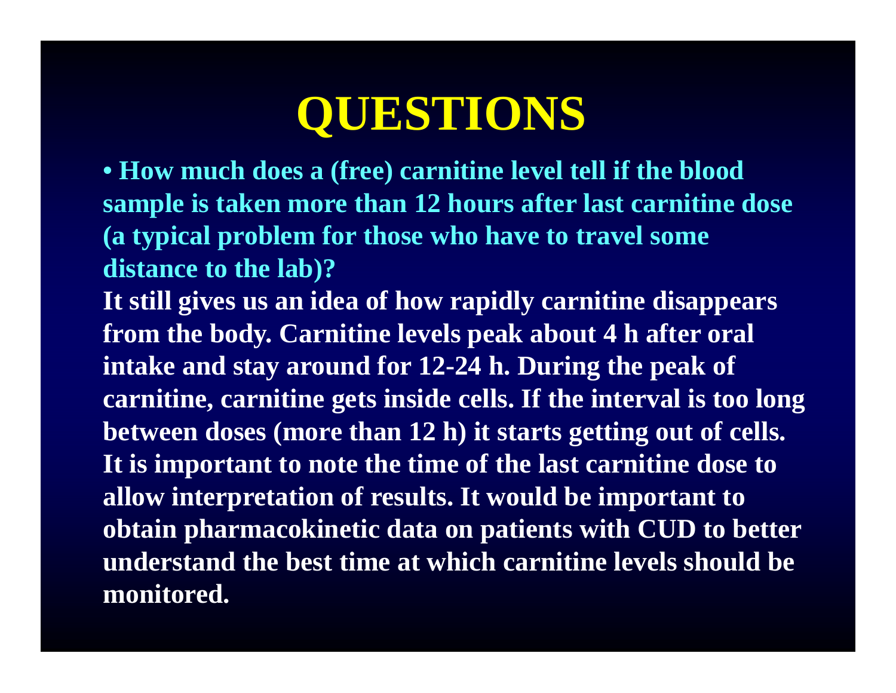# QUESTIONS

- **How much does a (free) carnitine level tell if the blood sample is taken more than 12 hours after last carnitine dose (a typical problem for those who have to travel some distance to the lab)?**

**It still gives us an idea of how rapidly carnitine disappears from the body. Carnitine levels peak about 4 h after oral intake and stay around for 12-24 h. During the peak of carnitine, carnitine gets inside cells. If the interval is too long between doses (more than 12 h) it starts getting out of cells. It is important to note the time of the last carnitine dose to allow interpretation of results. It would be important to obtain pharmacokinetic data on patients with CUD to better understand the best time at which carnitine levels should be monitored.**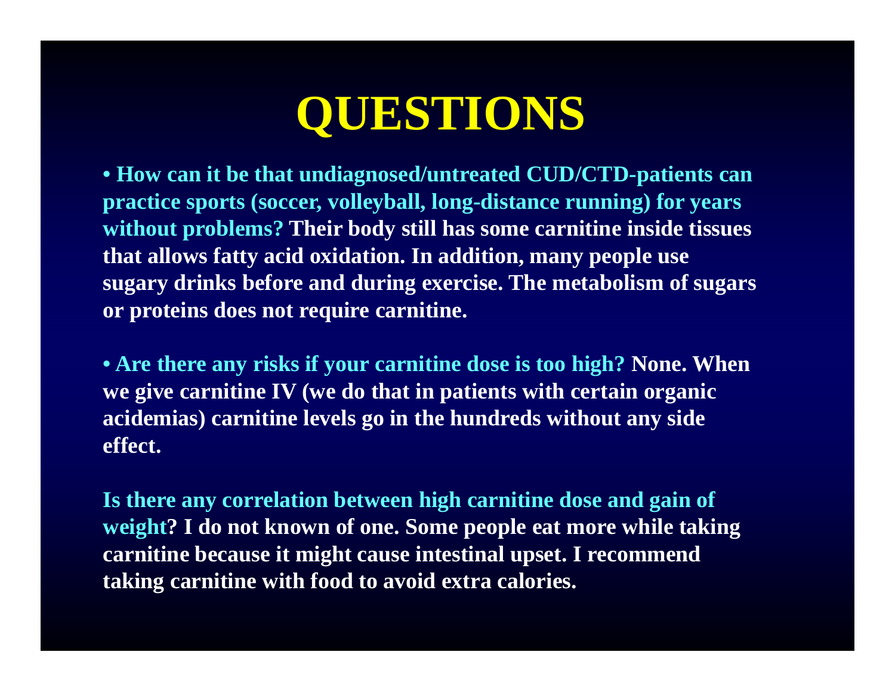# QUESTIONS

• **How can it be that undiagnosed/untreated CUD/CTD-patients can practice sports (soccer, volleyball, long-distance running) for years without problems?** Their body still has some carnitine inside tissues that allows fatty acid oxidation. In addition, many people use sugary drinks before and during exercise. The metabolism of sugars or proteins does not require carnitine.

• **Are there any risks if your carnitine dose is too high?** None. When we give carnitine IV (we do that in patients with certain organic acidemias) carnitine levels go in the hundreds without any side effect.

**Is there any correlation between high carnitine dose and gain of weight**? I do not known of one. Some people eat more while taking carnitine because it might cause intestinal upset. I recommend taking carnitine with food to avoid extra calories.